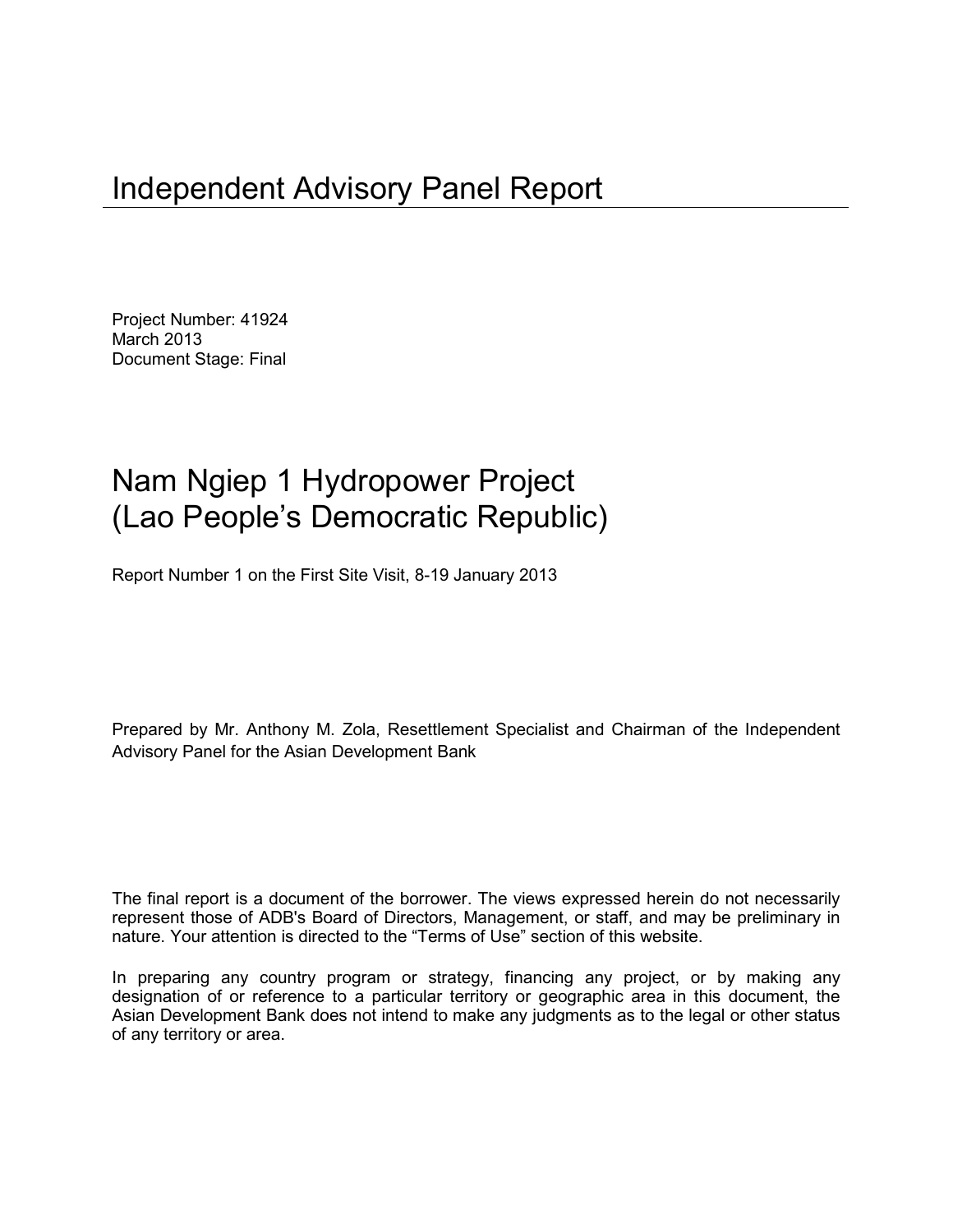# Independent Advisory Panel Report

Project Number: 41924
March 2013
Document Stage: Final

# Nam Ngiep 1 Hydropower Project (Lao People's Democratic Republic)

Report Number 1 on the First Site Visit, 8-19 January 2013

Prepared by Mr. Anthony M. Zola, Resettlement Specialist and Chairman of the Independent Advisory Panel for the Asian Development Bank

The final report is a document of the borrower. The views expressed herein do not necessarily represent those of ADB's Board of Directors, Management, or staff, and may be preliminary in nature. Your attention is directed to the "Terms of Use" section of this website.

In preparing any country program or strategy, financing any project, or by making any designation of or reference to a particular territory or geographic area in this document, the Asian Development Bank does not intend to make any judgments as to the legal or other status of any territory or area.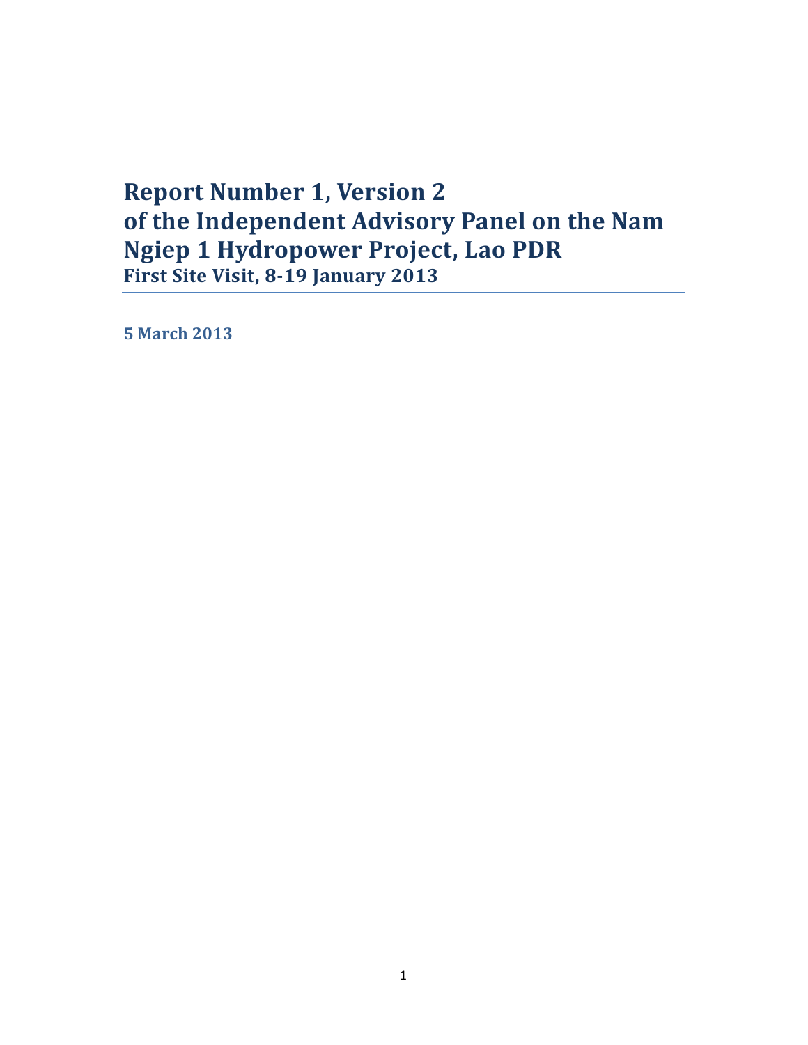# Report Number 1, Version 2 of the Independent Advisory Panel on the Nam Ngiep 1 Hydropower Project, Lao PDR

**First Site Visit, 8-19 January 2013**

**5 March 2013**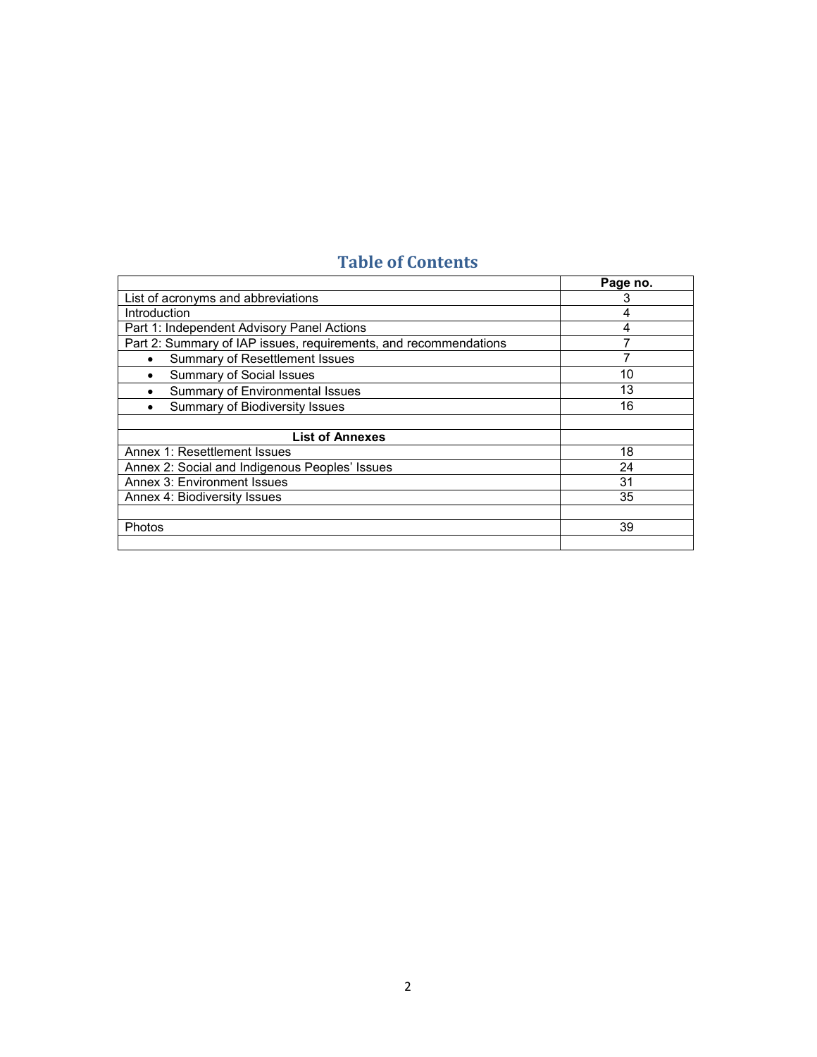## Table of Contents

| | Page no. |
|---|---|
| List of acronyms and abbreviations | 3 |
| Introduction | 4 |
| Part 1: Independent Advisory Panel Actions | 4 |
| Part 2: Summary of IAP issues, requirements, and recommendations | 7 |
| • Summary of Resettlement Issues | 7 |
| • Summary of Social Issues | 10 |
| • Summary of Environmental Issues | 13 |
| • Summary of Biodiversity Issues | 16 |
| | |
| **List of Annexes** | |
| Annex 1: Resettlement Issues | 18 |
| Annex 2: Social and Indigenous Peoples' Issues | 24 |
| Annex 3: Environment Issues | 31 |
| Annex 4: Biodiversity Issues | 35 |
| | |
| Photos | 39 |
| | |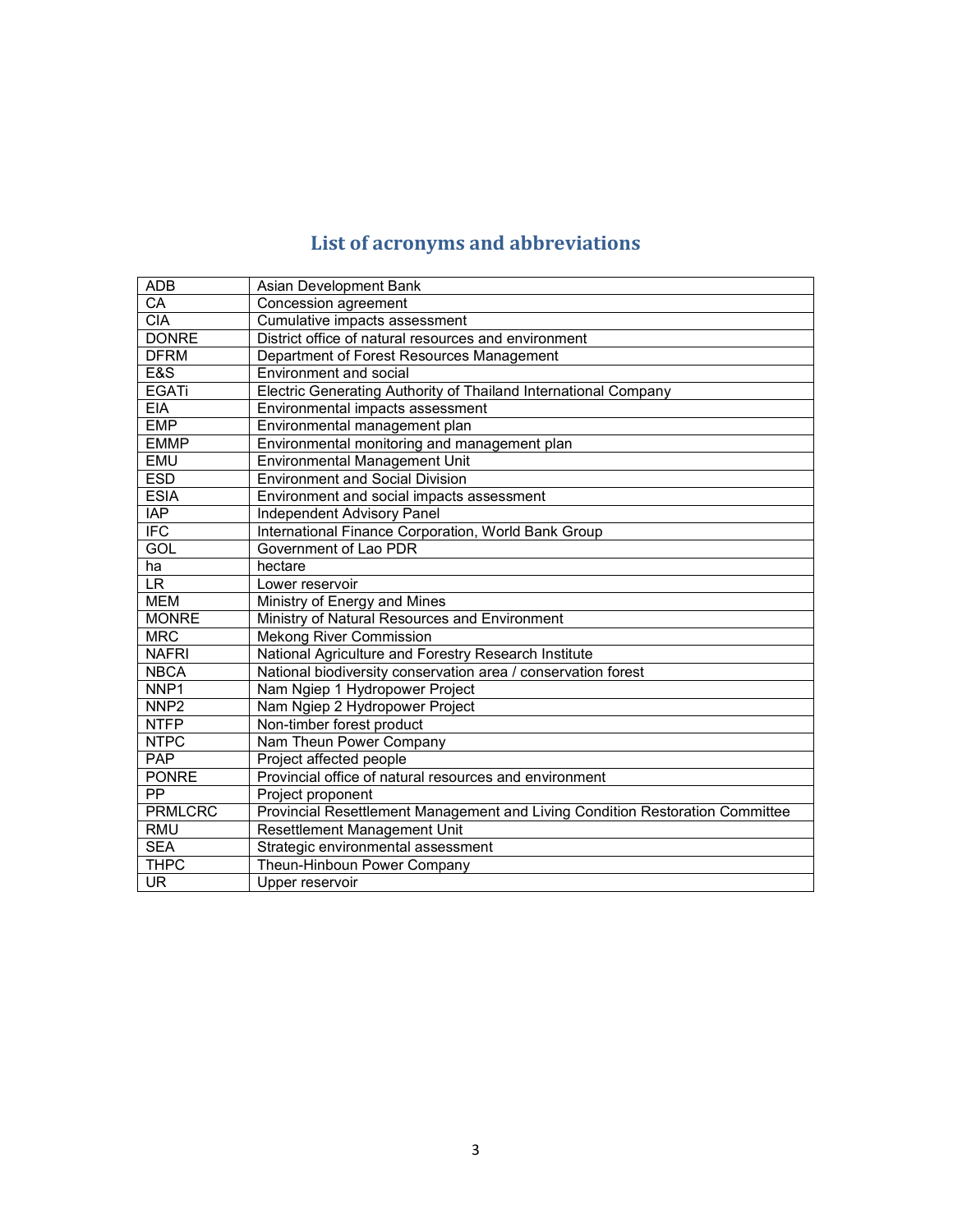# List of acronyms and abbreviations

| | |
|---|---|
| ADB | Asian Development Bank |
| CA | Concession agreement |
| CIA | Cumulative impacts assessment |
| DONRE | District office of natural resources and environment |
| DFRM | Department of Forest Resources Management |
| E&S | Environment and social |
| EGATi | Electric Generating Authority of Thailand International Company |
| EIA | Environmental impacts assessment |
| EMP | Environmental management plan |
| EMMP | Environmental monitoring and management plan |
| EMU | Environmental Management Unit |
| ESD | Environment and Social Division |
| ESIA | Environment and social impacts assessment |
| IAP | Independent Advisory Panel |
| IFC | International Finance Corporation, World Bank Group |
| GOL | Government of Lao PDR |
| ha | hectare |
| LR | Lower reservoir |
| MEM | Ministry of Energy and Mines |
| MONRE | Ministry of Natural Resources and Environment |
| MRC | Mekong River Commission |
| NAFRI | National Agriculture and Forestry Research Institute |
| NBCA | National biodiversity conservation area / conservation forest |
| NNP1 | Nam Ngiep 1 Hydropower Project |
| NNP2 | Nam Ngiep 2 Hydropower Project |
| NTFP | Non-timber forest product |
| NTPC | Nam Theun Power Company |
| PAP | Project affected people |
| PONRE | Provincial office of natural resources and environment |
| PP | Project proponent |
| PRMLCRC | Provincial Resettlement Management and Living Condition Restoration Committee |
| RMU | Resettlement Management Unit |
| SEA | Strategic environmental assessment |
| THPC | Theun-Hinboun Power Company |
| UR | Upper reservoir |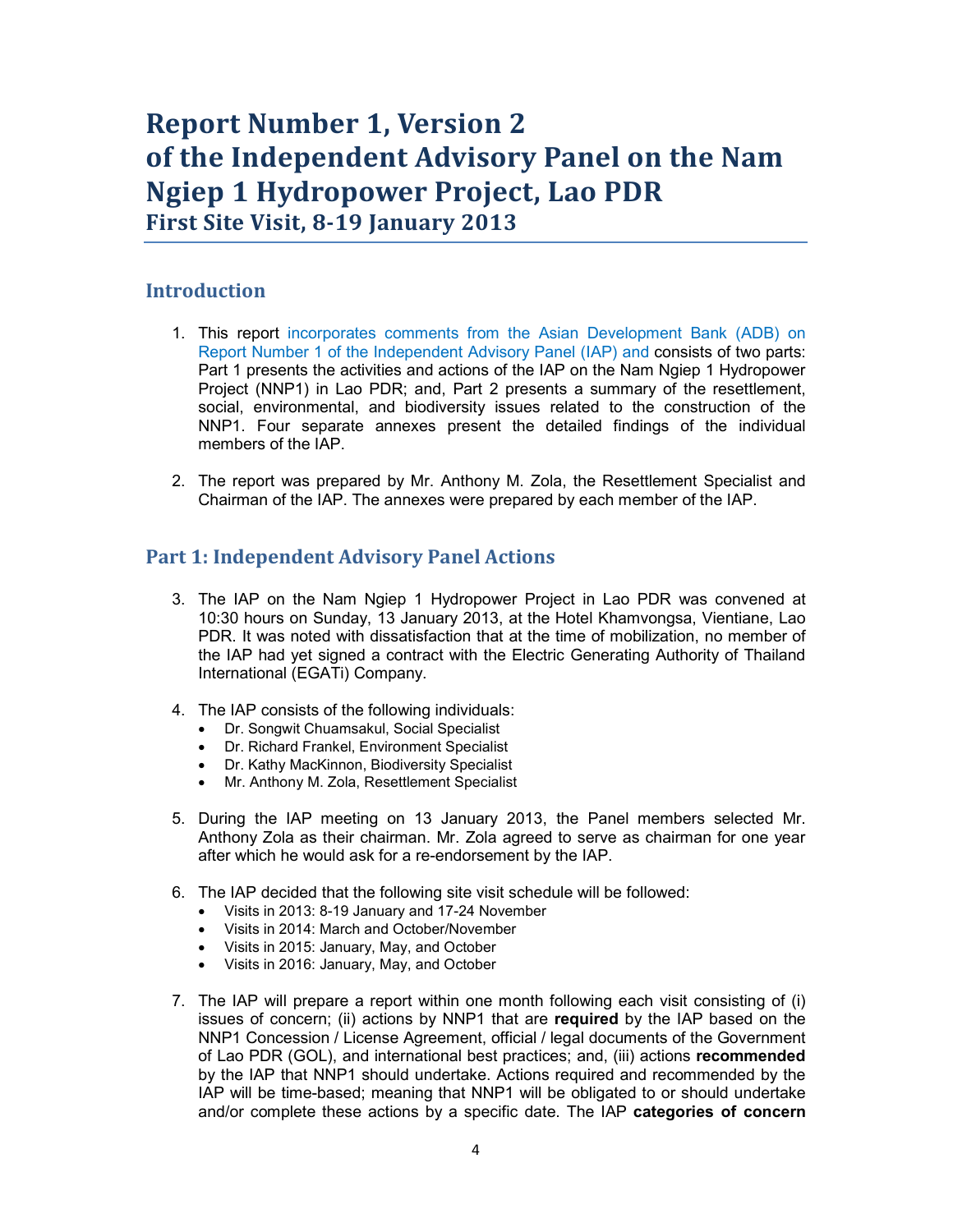# Report Number 1, Version 2 of the Independent Advisory Panel on the Nam Ngiep 1 Hydropower Project, Lao PDR

## First Site Visit, 8-19 January 2013

## Introduction

1. This report incorporates comments from the Asian Development Bank (ADB) on Report Number 1 of the Independent Advisory Panel (IAP) and consists of two parts: Part 1 presents the activities and actions of the IAP on the Nam Ngiep 1 Hydropower Project (NNP1) in Lao PDR; and, Part 2 presents a summary of the resettlement, social, environmental, and biodiversity issues related to the construction of the NNP1. Four separate annexes present the detailed findings of the individual members of the IAP.

2. The report was prepared by Mr. Anthony M. Zola, the Resettlement Specialist and Chairman of the IAP. The annexes were prepared by each member of the IAP.

## Part 1: Independent Advisory Panel Actions

3. The IAP on the Nam Ngiep 1 Hydropower Project in Lao PDR was convened at 10:30 hours on Sunday, 13 January 2013, at the Hotel Khamvongsa, Vientiane, Lao PDR. It was noted with dissatisfaction that at the time of mobilization, no member of the IAP had yet signed a contract with the Electric Generating Authority of Thailand International (EGATi) Company.

4. The IAP consists of the following individuals:
   - Dr. Songwit Chuamsakul, Social Specialist
   - Dr. Richard Frankel, Environment Specialist
   - Dr. Kathy MacKinnon, Biodiversity Specialist
   - Mr. Anthony M. Zola, Resettlement Specialist

5. During the IAP meeting on 13 January 2013, the Panel members selected Mr. Anthony Zola as their chairman. Mr. Zola agreed to serve as chairman for one year after which he would ask for a re-endorsement by the IAP.

6. The IAP decided that the following site visit schedule will be followed:
   - Visits in 2013: 8-19 January and 17-24 November
   - Visits in 2014: March and October/November
   - Visits in 2015: January, May, and October
   - Visits in 2016: January, May, and October

7. The IAP will prepare a report within one month following each visit consisting of (i) issues of concern; (ii) actions by NNP1 that are **required** by the IAP based on the NNP1 Concession / License Agreement, official / legal documents of the Government of Lao PDR (GOL), and international best practices; and, (iii) actions **recommended** by the IAP that NNP1 should undertake. Actions required and recommended by the IAP will be time-based; meaning that NNP1 will be obligated to or should undertake and/or complete these actions by a specific date. The IAP **categories of concern**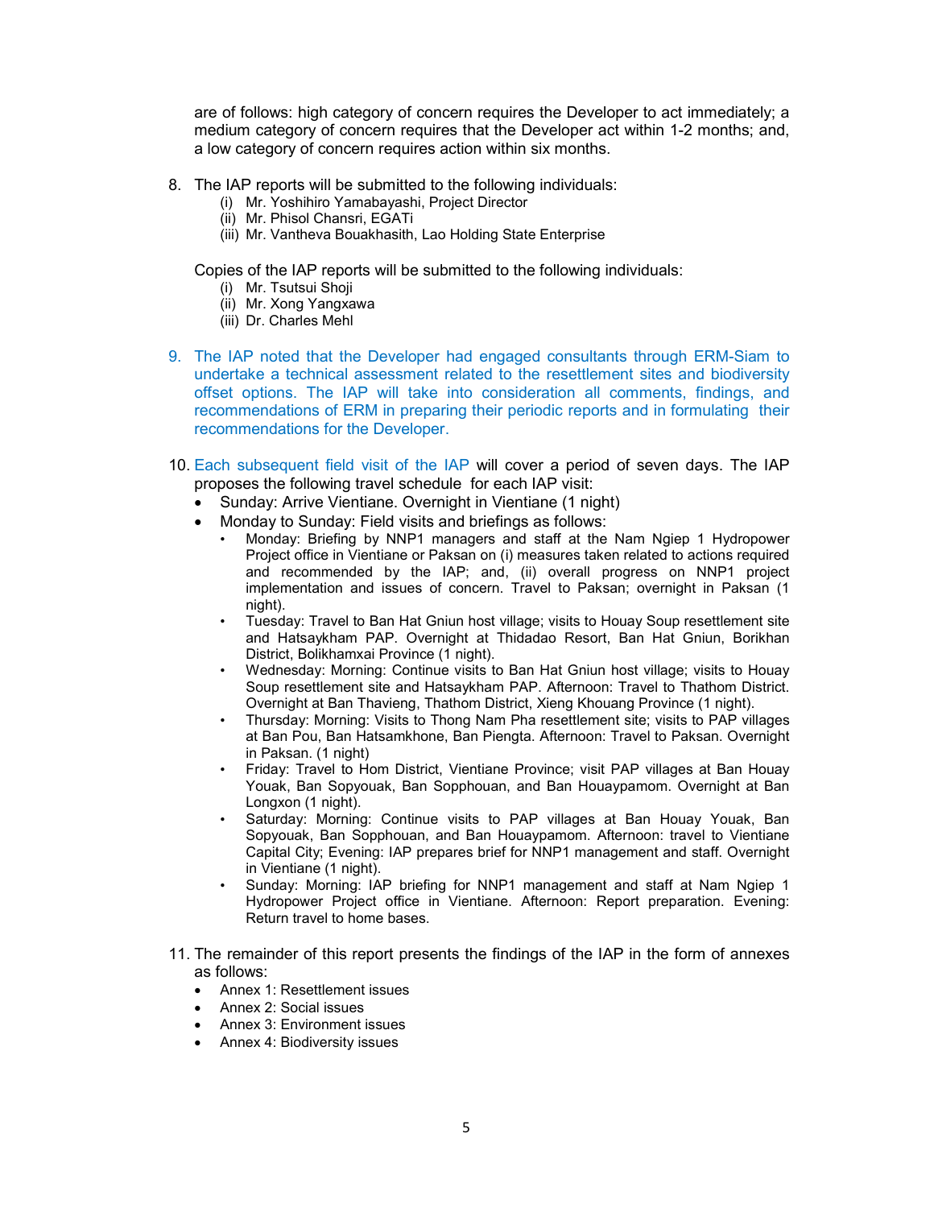are of follows: high category of concern requires the Developer to act immediately; a medium category of concern requires that the Developer act within 1-2 months; and, a low category of concern requires action within six months.

8. The IAP reports will be submitted to the following individuals:
   (i) Mr. Yoshihiro Yamabayashi, Project Director
   (ii) Mr. Phisol Chansri, EGATi
   (iii) Mr. Vantheva Bouakhasith, Lao Holding State Enterprise

   Copies of the IAP reports will be submitted to the following individuals:
   (i) Mr. Tsutsui Shoji
   (ii) Mr. Xong Yangxawa
   (iii) Dr. Charles Mehl

9. The IAP noted that the Developer had engaged consultants through ERM-Siam to undertake a technical assessment related to the resettlement sites and biodiversity offset options. The IAP will take into consideration all comments, findings, and recommendations of ERM in preparing their periodic reports and in formulating their recommendations for the Developer.

10. Each subsequent field visit of the IAP will cover a period of seven days. The IAP proposes the following travel schedule for each IAP visit:
    - Sunday: Arrive Vientiane. Overnight in Vientiane (1 night)
    - Monday to Sunday: Field visits and briefings as follows:
      - Monday: Briefing by NNP1 managers and staff at the Nam Ngiep 1 Hydropower Project office in Vientiane or Paksan on (i) measures taken related to actions required and recommended by the IAP; and, (ii) overall progress on NNP1 project implementation and issues of concern. Travel to Paksan; overnight in Paksan (1 night).
      - Tuesday: Travel to Ban Hat Gniun host village; visits to Houay Soup resettlement site and Hatsaykham PAP. Overnight at Thidadao Resort, Ban Hat Gniun, Borikhan District, Bolikhamxai Province (1 night).
      - Wednesday: Morning: Continue visits to Ban Hat Gniun host village; visits to Houay Soup resettlement site and Hatsaykham PAP. Afternoon: Travel to Thathom District. Overnight at Ban Thavieng, Thathom District, Xieng Khouang Province (1 night).
      - Thursday: Morning: Visits to Thong Nam Pha resettlement site; visits to PAP villages at Ban Pou, Ban Hatsamkhone, Ban Piengta. Afternoon: Travel to Paksan. Overnight in Paksan. (1 night)
      - Friday: Travel to Hom District, Vientiane Province; visit PAP villages at Ban Houay Youak, Ban Sopyouak, Ban Sopphouan, and Ban Houaypamom. Overnight at Ban Longxon (1 night).
      - Saturday: Morning: Continue visits to PAP villages at Ban Houay Youak, Ban Sopyouak, Ban Sopphouan, and Ban Houaypamom. Afternoon: travel to Vientiane Capital City; Evening: IAP prepares brief for NNP1 management and staff. Overnight in Vientiane (1 night).
      - Sunday: Morning: IAP briefing for NNP1 management and staff at Nam Ngiep 1 Hydropower Project office in Vientiane. Afternoon: Report preparation. Evening: Return travel to home bases.

11. The remainder of this report presents the findings of the IAP in the form of annexes as follows:
    - Annex 1: Resettlement issues
    - Annex 2: Social issues
    - Annex 3: Environment issues
    - Annex 4: Biodiversity issues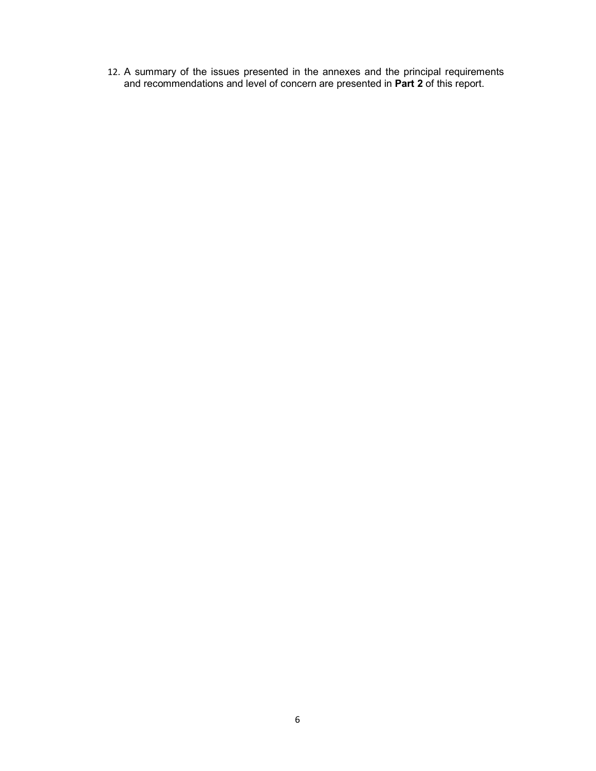12. A summary of the issues presented in the annexes and the principal requirements and recommendations and level of concern are presented in **Part 2** of this report.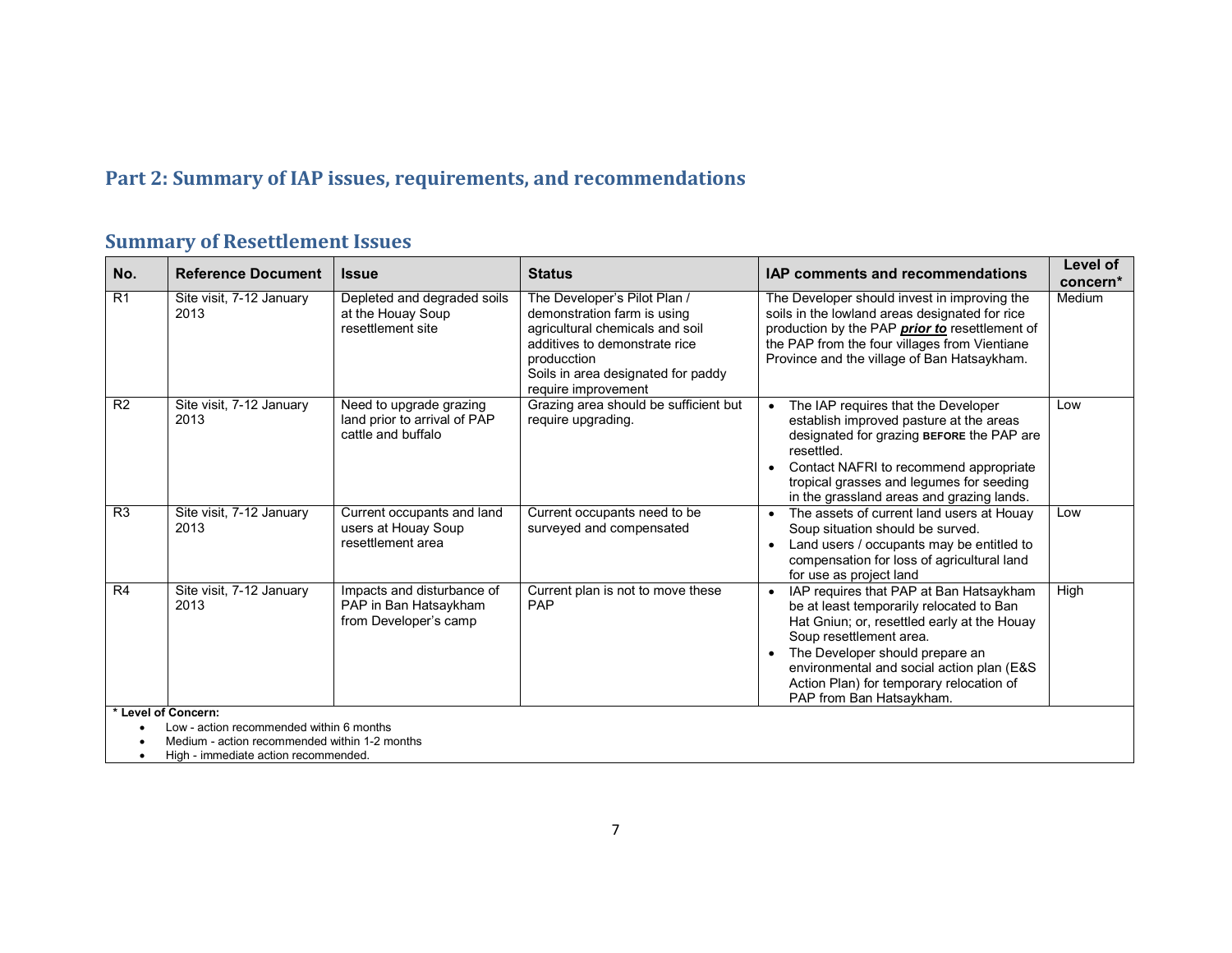## Part 2: Summary of IAP issues, requirements, and recommendations

### Summary of Resettlement Issues

| No. | Reference Document | Issue | Status | IAP comments and recommendations | Level of concern* |
|---|---|---|---|---|---|
| R1 | Site visit, 7-12 January 2013 | Depleted and degraded soils at the Houay Soup resettlement site | The Developer's Pilot Plan / demonstration farm is using agricultural chemicals and soil additives to demonstrate rice producction<br>Soils in area designated for paddy require improvement | The Developer should invest in improving the soils in the lowland areas designated for rice production by the PAP ***prior to*** resettlement of the PAP from the four villages from Vientiane Province and the village of Ban Hatsaykham. | Medium |
| R2 | Site visit, 7-12 January 2013 | Need to upgrade grazing land prior to arrival of PAP cattle and buffalo | Grazing area should be sufficient but require upgrading. | • The IAP requires that the Developer establish improved pasture at the areas designated for grazing **BEFORE** the PAP are resettled.<br>• Contact NAFRI to recommend appropriate tropical grasses and legumes for seeding in the grassland areas and grazing lands. | Low |
| R3 | Site visit, 7-12 January 2013 | Current occupants and land users at Houay Soup resettlement area | Current occupants need to be surveyed and compensated | • The assets of current land users at Houay Soup situation should be surved.<br>• Land users / occupants may be entitled to compensation for loss of agricultural land for use as project land | Low |
| R4 | Site visit, 7-12 January 2013 | Impacts and disturbance of PAP in Ban Hatsaykham from Developer's camp | Current plan is not to move these PAP | • IAP requires that PAP at Ban Hatsaykham be at least temporarily relocated to Ban Hat Gniun; or, resettled early at the Houay Soup resettlement area.<br>• The Developer should prepare an environmental and social action plan (E&S Action Plan) for temporary relocation of PAP from Ban Hatsaykham. | High |

**\* Level of Concern:**

- Low - action recommended within 6 months
- Medium - action recommended within 1-2 months
- High - immediate action recommended.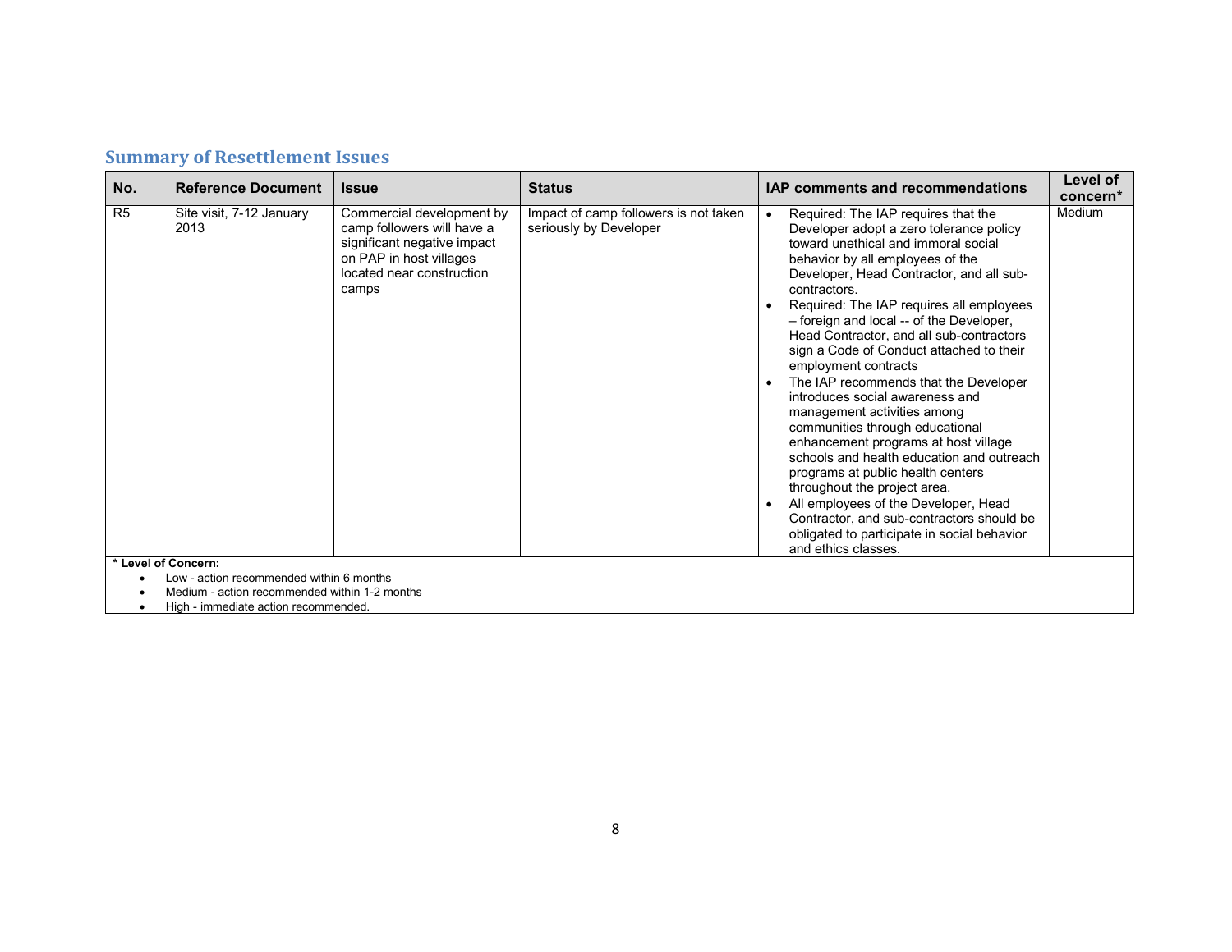## Summary of Resettlement Issues

| No. | Reference Document | Issue | Status | IAP comments and recommendations | Level of concern* |
|---|---|---|---|---|---|
| R5 | Site visit, 7-12 January 2013 | Commercial development by camp followers will have a significant negative impact on PAP in host villages located near construction camps | Impact of camp followers is not taken seriously by Developer | • Required: The IAP requires that the Developer adopt a zero tolerance policy toward unethical and immoral social behavior by all employees of the Developer, Head Contractor, and all sub-contractors.<br>• Required: The IAP requires all employees – foreign and local -- of the Developer, Head Contractor, and all sub-contractors sign a Code of Conduct attached to their employment contracts<br>• The IAP recommends that the Developer introduces social awareness and management activities among communities through educational enhancement programs at host village schools and health education and outreach programs at public health centers throughout the project area.<br>• All employees of the Developer, Head Contractor, and sub-contractors should be obligated to participate in social behavior and ethics classes. | Medium |

**\* Level of Concern:**

- Low - action recommended within 6 months
- Medium - action recommended within 1-2 months
- High - immediate action recommended.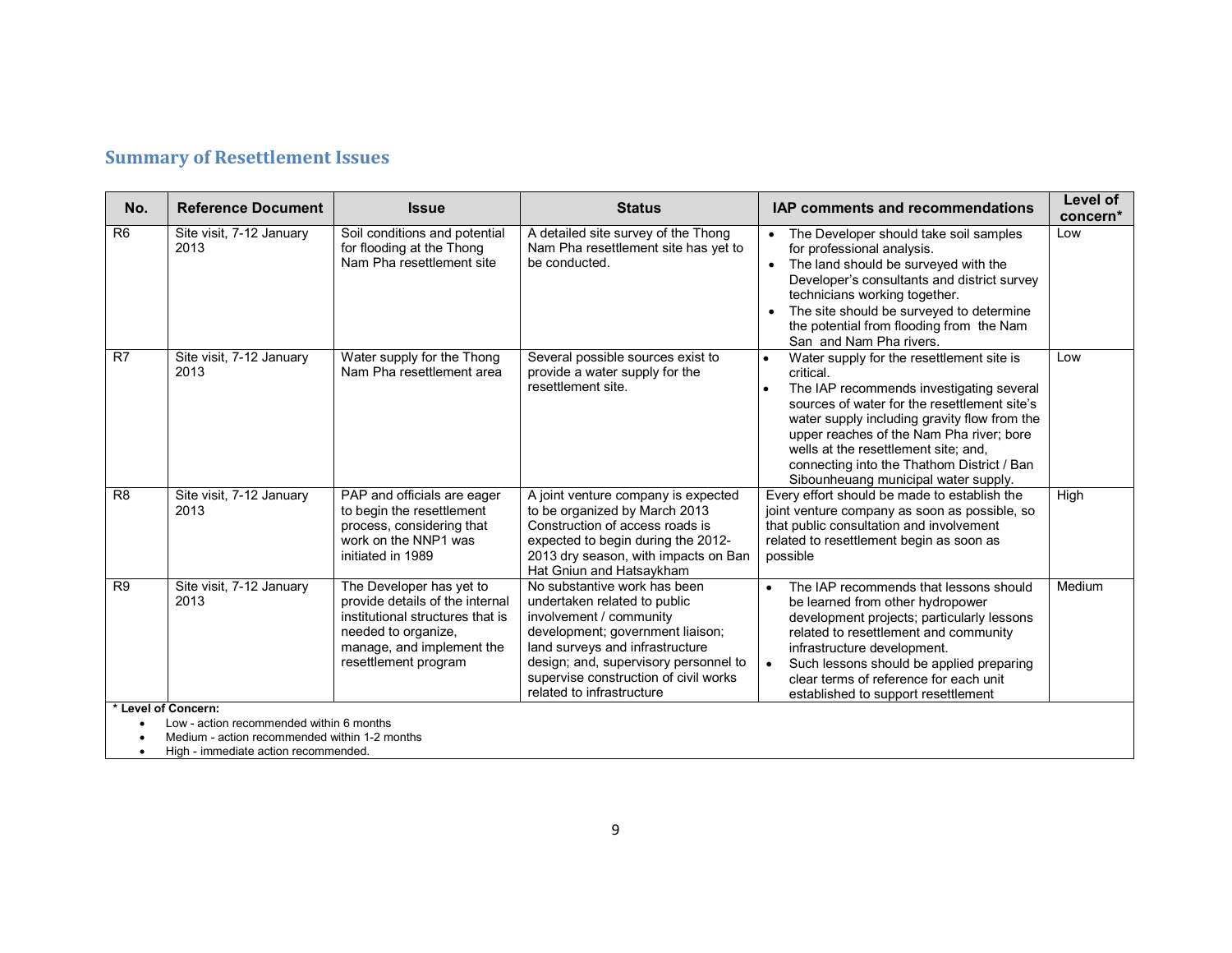## Summary of Resettlement Issues

| No. | Reference Document | Issue | Status | IAP comments and recommendations | Level of concern* |
|---|---|---|---|---|---|
| R6 | Site visit, 7-12 January 2013 | Soil conditions and potential for flooding at the Thong Nam Pha resettlement site | A detailed site survey of the Thong Nam Pha resettlement site has yet to be conducted. | • The Developer should take soil samples for professional analysis.<br>• The land should be surveyed with the Developer's consultants and district survey technicians working together.<br>• The site should be surveyed to determine the potential from flooding from the Nam San and Nam Pha rivers. | Low |
| R7 | Site visit, 7-12 January 2013 | Water supply for the Thong Nam Pha resettlement area | Several possible sources exist to provide a water supply for the resettlement site. | • Water supply for the resettlement site is critical.<br>• The IAP recommends investigating several sources of water for the resettlement site's water supply including gravity flow from the upper reaches of the Nam Pha river; bore wells at the resettlement site; and, connecting into the Thathom District / Ban Sibounheuang municipal water supply. | Low |
| R8 | Site visit, 7-12 January 2013 | PAP and officials are eager to begin the resettlement process, considering that work on the NNP1 was initiated in 1989 | A joint venture company is expected to be organized by March 2013 Construction of access roads is expected to begin during the 2012-2013 dry season, with impacts on Ban Hat Gniun and Hatsaykham | Every effort should be made to establish the joint venture company as soon as possible, so that public consultation and involvement related to resettlement begin as soon as possible | High |
| R9 | Site visit, 7-12 January 2013 | The Developer has yet to provide details of the internal institutional structures that is needed to organize, manage, and implement the resettlement program | No substantive work has been undertaken related to public involvement / community development; government liaison; land surveys and infrastructure design; and, supervisory personnel to supervise construction of civil works related to infrastructure | • The IAP recommends that lessons should be learned from other hydropower development projects; particularly lessons related to resettlement and community infrastructure development.<br>• Such lessons should be applied preparing clear terms of reference for each unit established to support resettlement | Medium |

**\* Level of Concern:**

- Low - action recommended within 6 months
- Medium - action recommended within 1-2 months
- High - immediate action recommended.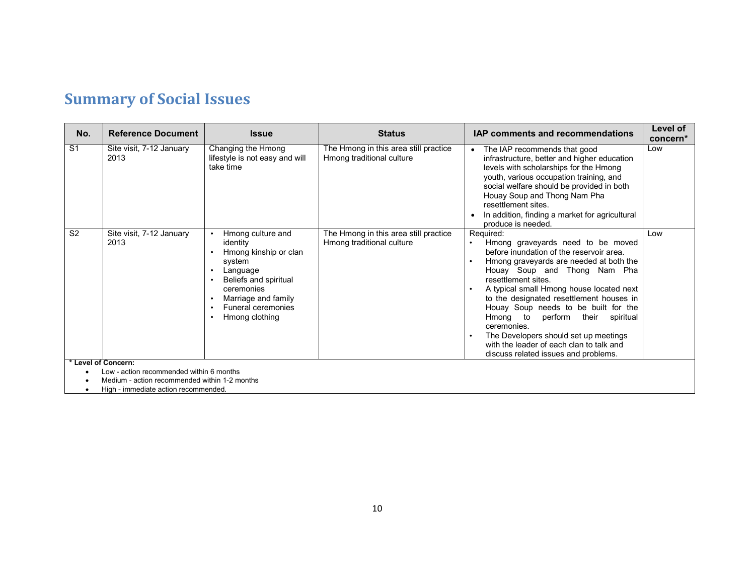## Summary of Social Issues

| No. | Reference Document | Issue | Status | IAP comments and recommendations | Level of concern* |
|---|---|---|---|---|---|
| S1 | Site visit, 7-12 January 2013 | Changing the Hmong lifestyle is not easy and will take time | The Hmong in this area still practice Hmong traditional culture | • The IAP recommends that good infrastructure, better and higher education levels with scholarships for the Hmong youth, various occupation training, and social welfare should be provided in both Houay Soup and Thong Nam Pha resettlement sites.<br>• In addition, finding a market for agricultural produce is needed. | Low |
| S2 | Site visit, 7-12 January 2013 | • Hmong culture and identity<br>• Hmong kinship or clan system<br>• Language<br>• Beliefs and spiritual ceremonies<br>• Marriage and family<br>• Funeral ceremonies<br>• Hmong clothing | The Hmong in this area still practice Hmong traditional culture | Required:<br>• Hmong graveyards need to be moved before inundation of the reservoir area.<br>• Hmong graveyards are needed at both the Houay Soup and Thong Nam Pha resettlement sites.<br>• A typical small Hmong house located next to the designated resettlement houses in Houay Soup needs to be built for the Hmong to perform their spiritual ceremonies.<br>• The Developers should set up meetings with the leader of each clan to talk and discuss related issues and problems. | Low |

**\* Level of Concern:**

- Low - action recommended within 6 months
- Medium - action recommended within 1-2 months
- High - immediate action recommended.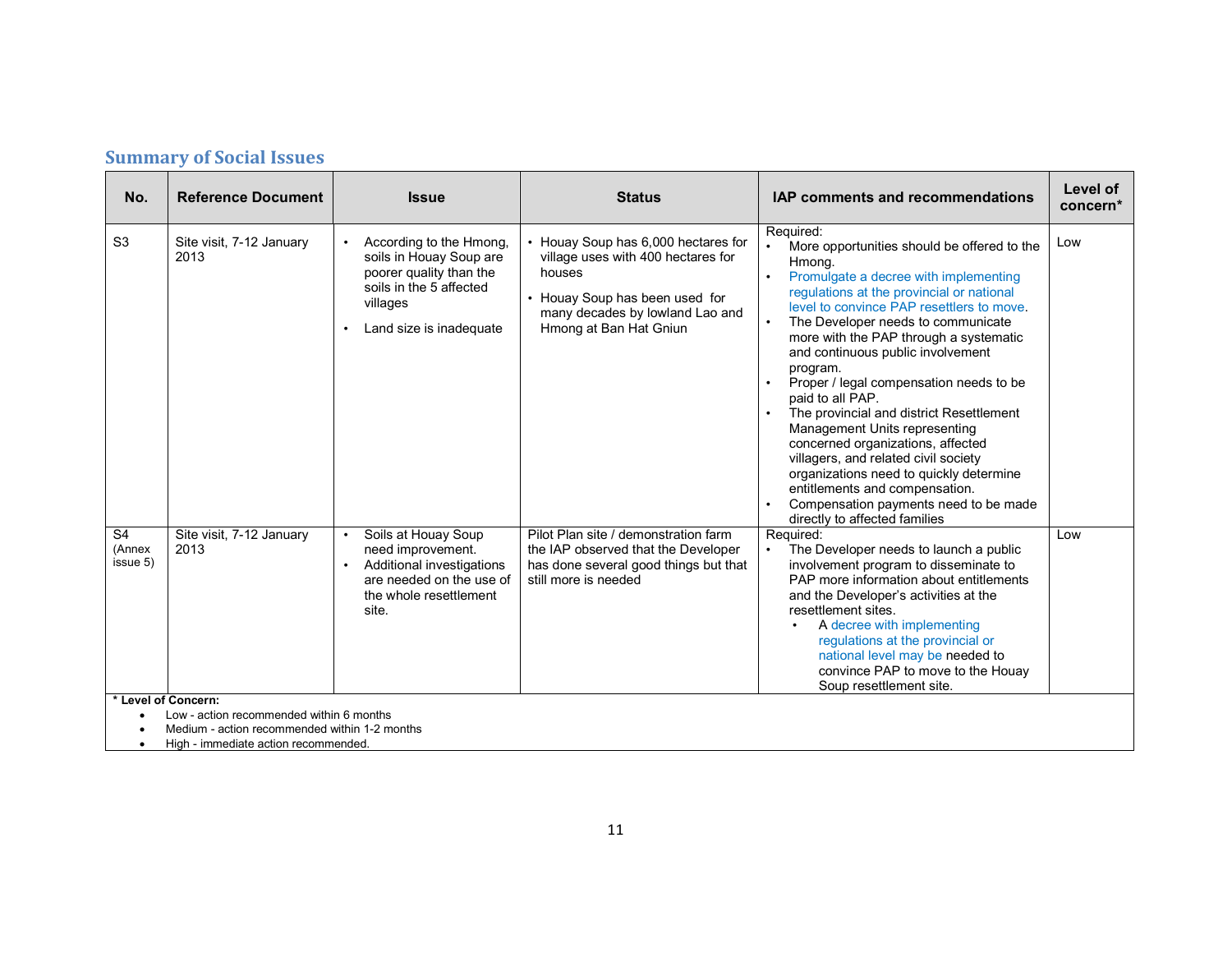## Summary of Social Issues

| No. | Reference Document | Issue | Status | IAP comments and recommendations | Level of concern* |
|---|---|---|---|---|---|
| S3 | Site visit, 7-12 January 2013 | • According to the Hmong, soils in Houay Soup are poorer quality than the soils in the 5 affected villages<br>• Land size is inadequate | • Houay Soup has 6,000 hectares for village uses with 400 hectares for houses<br>• Houay Soup has been used for many decades by lowland Lao and Hmong at Ban Hat Gniun | Required:<br>• More opportunities should be offered to the Hmong.<br>• Promulgate a decree with implementing regulations at the provincial or national level to convince PAP resettlers to move.<br>• The Developer needs to communicate more with the PAP through a systematic and continuous public involvement program.<br>• Proper / legal compensation needs to be paid to all PAP.<br>• The provincial and district Resettlement Management Units representing concerned organizations, affected villagers, and related civil society organizations need to quickly determine entitlements and compensation.<br>• Compensation payments need to be made directly to affected families | Low |
| S4 (Annex issue 5) | Site visit, 7-12 January 2013 | • Soils at Houay Soup need improvement.<br>• Additional investigations are needed on the use of the whole resettlement site. | Pilot Plan site / demonstration farm the IAP observed that the Developer has done several good things but that still more is needed | Required:<br>• The Developer needs to launch a public involvement program to disseminate to PAP more information about entitlements and the Developer's activities at the resettlement sites.<br>  • A decree with implementing regulations at the provincial or national level may be needed to convince PAP to move to the Houay Soup resettlement site. | Low |

**\* Level of Concern:**

- Low - action recommended within 6 months
- Medium - action recommended within 1-2 months
- High - immediate action recommended.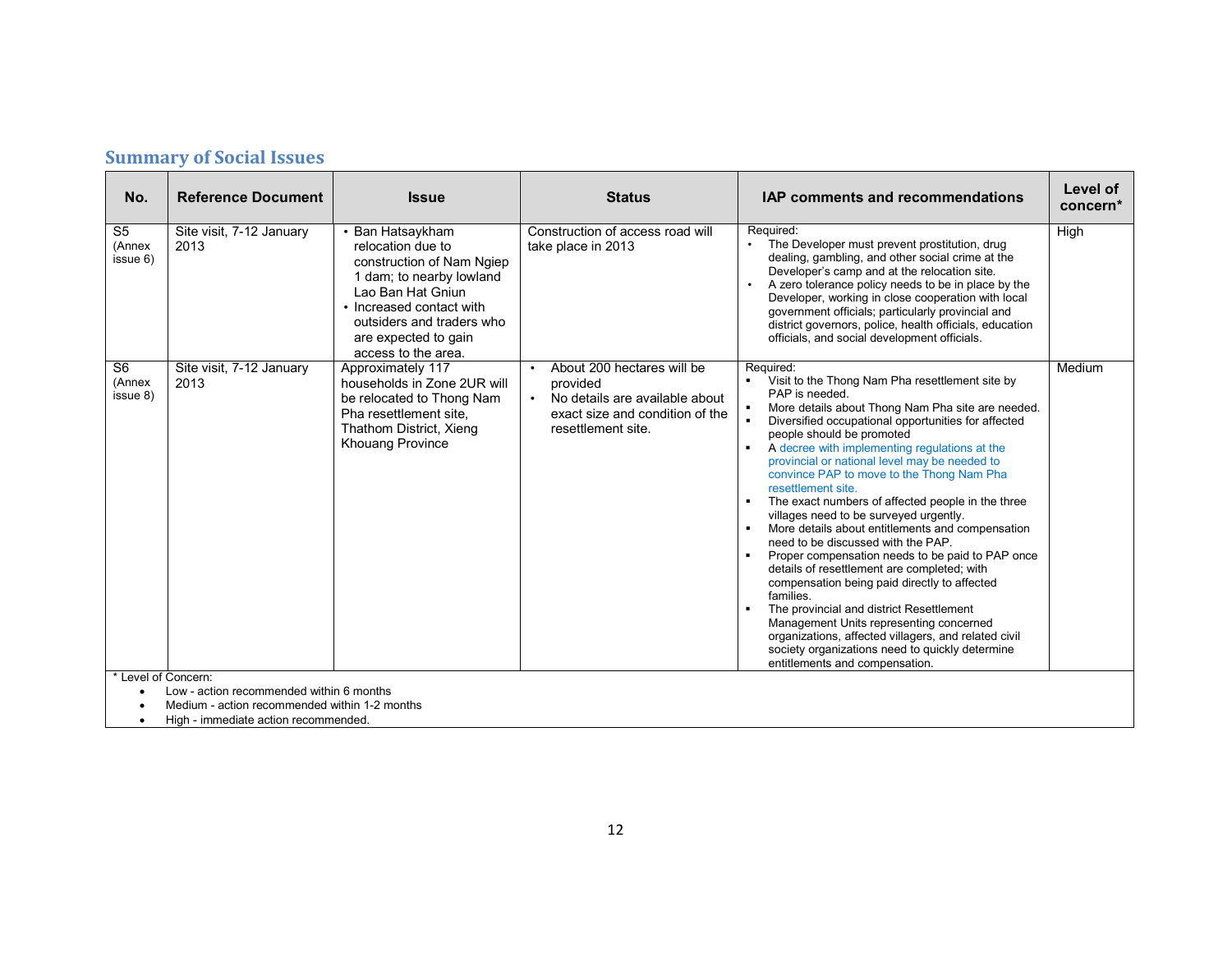## Summary of Social Issues

| No. | Reference Document | Issue | Status | IAP comments and recommendations | Level of concern* |
|---|---|---|---|---|---|
| S5 (Annex issue 6) | Site visit, 7-12 January 2013 | • Ban Hatsaykham relocation due to construction of Nam Ngiep 1 dam; to nearby lowland Lao Ban Hat Gniun<br>• Increased contact with outsiders and traders who are expected to gain access to the area. | Construction of access road will take place in 2013 | Required:<br>• The Developer must prevent prostitution, drug dealing, gambling, and other social crime at the Developer's camp and at the relocation site.<br>• A zero tolerance policy needs to be in place by the Developer, working in close cooperation with local government officials; particularly provincial and district governors, police, health officials, education officials, and social development officials. | High |
| S6 (Annex issue 8) | Site visit, 7-12 January 2013 | Approximately 117 households in Zone 2UR will be relocated to Thong Nam Pha resettlement site, Thathom District, Xieng Khouang Province | • About 200 hectares will be provided<br>• No details are available about exact size and condition of the resettlement site. | Required:<br>▪ Visit to the Thong Nam Pha resettlement site by PAP is needed.<br>▪ More details about Thong Nam Pha site are needed.<br>▪ Diversified occupational opportunities for affected people should be promoted<br>▪ A decree with implementing regulations at the provincial or national level may be needed to convince PAP to move to the Thong Nam Pha resettlement site.<br>▪ The exact numbers of affected people in the three villages need to be surveyed urgently.<br>▪ More details about entitlements and compensation need to be discussed with the PAP.<br>▪ Proper compensation needs to be paid to PAP once details of resettlement are completed; with compensation being paid directly to affected families.<br>▪ The provincial and district Resettlement Management Units representing concerned organizations, affected villagers, and related civil society organizations need to quickly determine entitlements and compensation. | Medium |

\* Level of Concern:

- Low - action recommended within 6 months
- Medium - action recommended within 1-2 months
- High - immediate action recommended.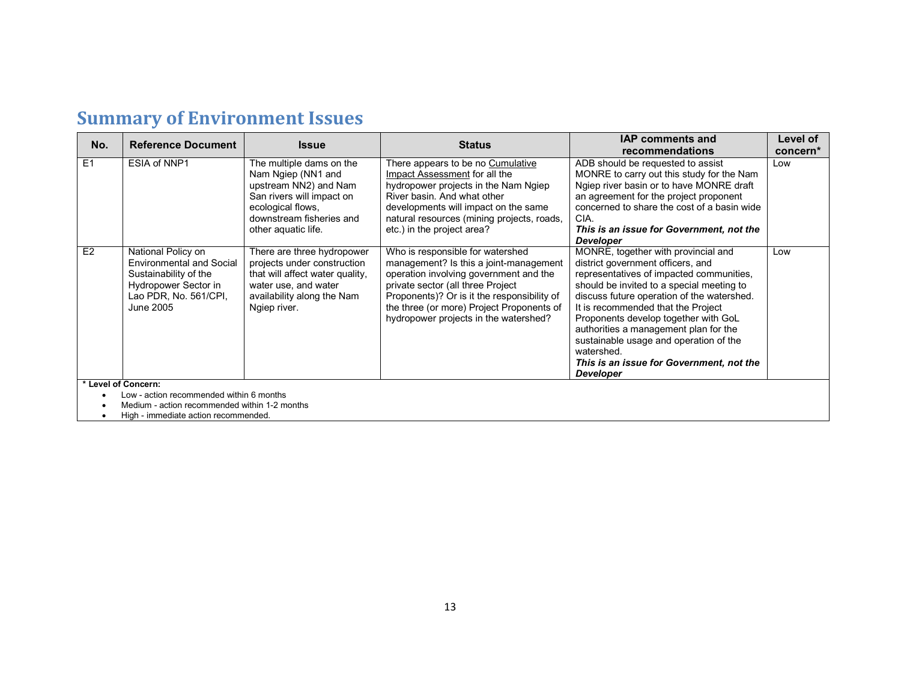# Summary of Environment Issues

| No. | Reference Document | Issue | Status | IAP comments and recommendations | Level of concern* |
|---|---|---|---|---|---|
| E1 | ESIA of NNP1 | The multiple dams on the Nam Ngiep (NN1 and upstream NN2) and Nam San rivers will impact on ecological flows, downstream fisheries and other aquatic life. | There appears to be no Cumulative Impact Assessment for all the hydropower projects in the Nam Ngiep River basin. And what other developments will impact on the same natural resources (mining projects, roads, etc.) in the project area? | ADB should be requested to assist MONRE to carry out this study for the Nam Ngiep river basin or to have MONRE draft an agreement for the project proponent concerned to share the cost of a basin wide CIA. ***This is an issue for Government, not the Developer*** | Low |
| E2 | National Policy on Environmental and Social Sustainability of the Hydropower Sector in Lao PDR, No. 561/CPI, June 2005 | There are three hydropower projects under construction that will affect water quality, water use, and water availability along the Nam Ngiep river. | Who is responsible for watershed management? Is this a joint-management operation involving government and the private sector (all three Project Proponents)? Or is it the responsibility of the three (or more) Project Proponents of hydropower projects in the watershed? | MONRE, together with provincial and district government officers, and representatives of impacted communities, should be invited to a special meeting to discuss future operation of the watershed. It is recommended that the Project Proponents develop together with GoL authorities a management plan for the sustainable usage and operation of the watershed. ***This is an issue for Government, not the Developer*** | Low |

**\* Level of Concern:**

- Low - action recommended within 6 months
- Medium - action recommended within 1-2 months
- High - immediate action recommended.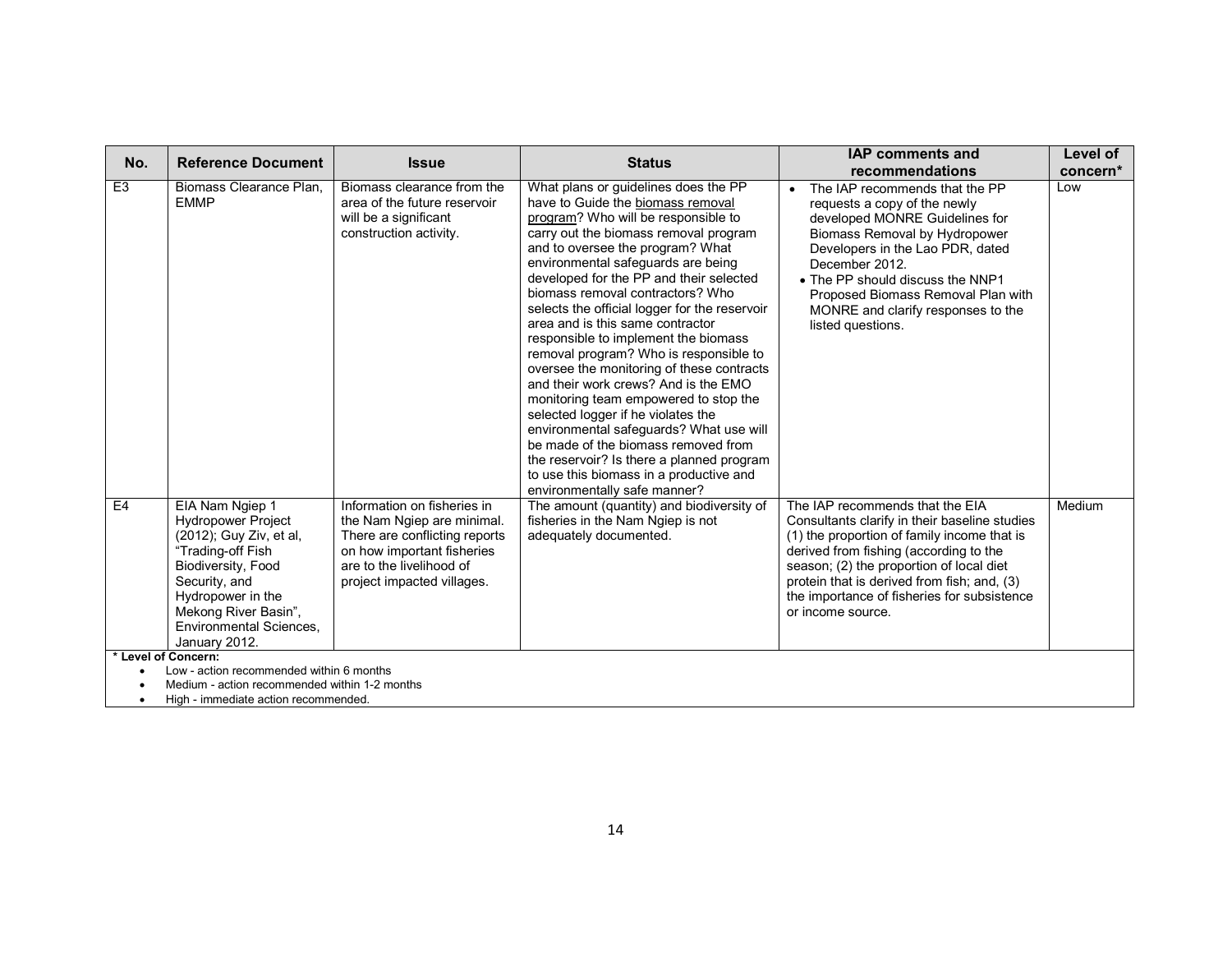| No. | Reference Document | Issue | Status | IAP comments and recommendations | Level of concern* |
|---|---|---|---|---|---|
| E3 | Biomass Clearance Plan, EMMP | Biomass clearance from the area of the future reservoir will be a significant construction activity. | What plans or guidelines does the PP have to Guide the biomass removal program? Who will be responsible to carry out the biomass removal program and to oversee the program? What environmental safeguards are being developed for the PP and their selected biomass removal contractors? Who selects the official logger for the reservoir area and is this same contractor responsible to implement the biomass removal program? Who is responsible to oversee the monitoring of these contracts and their work crews? And is the EMO monitoring team empowered to stop the selected logger if he violates the environmental safeguards? What use will be made of the biomass removed from the reservoir? Is there a planned program to use this biomass in a productive and environmentally safe manner? | • The IAP recommends that the PP requests a copy of the newly developed MONRE Guidelines for Biomass Removal by Hydropower Developers in the Lao PDR, dated December 2012.<br>• The PP should discuss the NNP1 Proposed Biomass Removal Plan with MONRE and clarify responses to the listed questions. | Low |
| E4 | EIA Nam Ngiep 1 Hydropower Project (2012); Guy Ziv, et al, "Trading-off Fish Biodiversity, Food Security, and Hydropower in the Mekong River Basin", Environmental Sciences, January 2012. | Information on fisheries in the Nam Ngiep are minimal. There are conflicting reports on how important fisheries are to the livelihood of project impacted villages. | The amount (quantity) and biodiversity of fisheries in the Nam Ngiep is not adequately documented. | The IAP recommends that the EIA Consultants clarify in their baseline studies (1) the proportion of family income that is derived from fishing (according to the season; (2) the proportion of local diet protein that is derived from fish; and, (3) the importance of fisheries for subsistence or income source. | Medium |

**\* Level of Concern:**

- Low - action recommended within 6 months
- Medium - action recommended within 1-2 months
- High - immediate action recommended.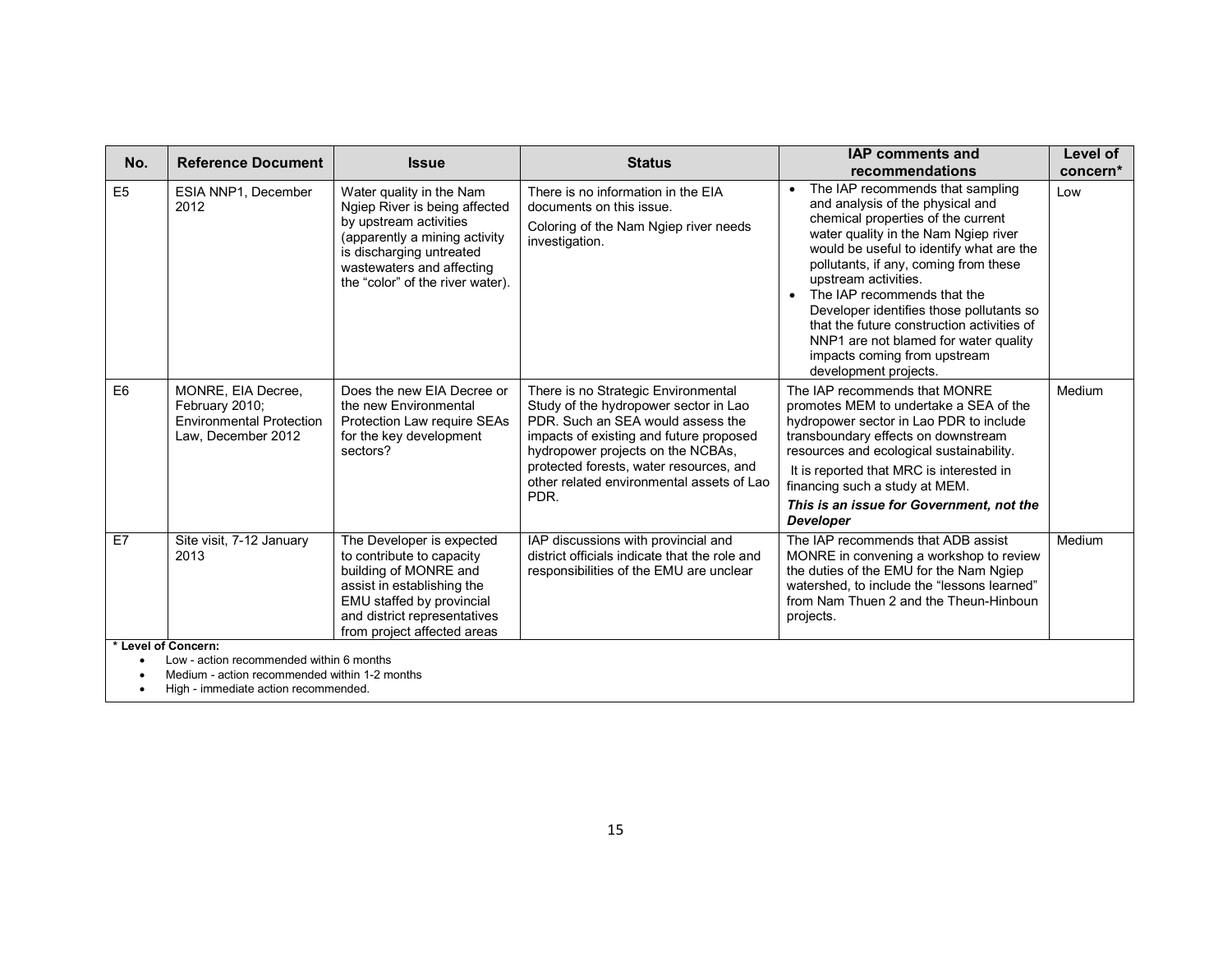| No. | Reference Document | Issue | Status | IAP comments and recommendations | Level of concern* |
|---|---|---|---|---|---|
| E5 | ESIA NNP1, December 2012 | Water quality in the Nam Ngiep River is being affected by upstream activities (apparently a mining activity is discharging untreated wastewaters and affecting the "color" of the river water). | There is no information in the EIA documents on this issue.<br>Coloring of the Nam Ngiep river needs investigation. | • The IAP recommends that sampling and analysis of the physical and chemical properties of the current water quality in the Nam Ngiep river would be useful to identify what are the pollutants, if any, coming from these upstream activities.<br>• The IAP recommends that the Developer identifies those pollutants so that the future construction activities of NNP1 are not blamed for water quality impacts coming from upstream development projects. | Low |
| E6 | MONRE, EIA Decree, February 2010; Environmental Protection Law, December 2012 | Does the new EIA Decree or the new Environmental Protection Law require SEAs for the key development sectors? | There is no Strategic Environmental Study of the hydropower sector in Lao PDR. Such an SEA would assess the impacts of existing and future proposed hydropower projects on the NCBAs, protected forests, water resources, and other related environmental assets of Lao PDR. | The IAP recommends that MONRE promotes MEM to undertake a SEA of the hydropower sector in Lao PDR to include transboundary effects on downstream resources and ecological sustainability.<br>It is reported that MRC is interested in financing such a study at MEM.<br>***This is an issue for Government, not the Developer*** | Medium |
| E7 | Site visit, 7-12 January 2013 | The Developer is expected to contribute to capacity building of MONRE and assist in establishing the EMU staffed by provincial and district representatives from project affected areas | IAP discussions with provincial and district officials indicate that the role and responsibilities of the EMU are unclear | The IAP recommends that ADB assist MONRE in convening a workshop to review the duties of the EMU for the Nam Ngiep watershed, to include the "lessons learned" from Nam Thuen 2 and the Theun-Hinboun projects. | Medium |

**\* Level of Concern:**

- Low - action recommended within 6 months
- Medium - action recommended within 1-2 months
- High - immediate action recommended.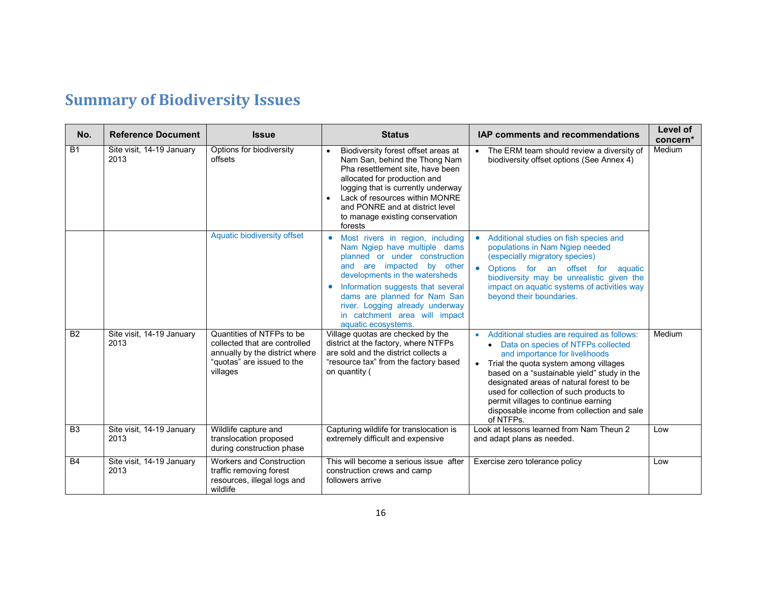# Summary of Biodiversity Issues

| No. | Reference Document | Issue | Status | IAP comments and recommendations | Level of concern* |
|---|---|---|---|---|---|
| B1 | Site visit, 14-19 January 2013 | Options for biodiversity offsets | • Biodiversity forest offset areas at Nam San, behind the Thong Nam Pha resettlement site, have been allocated for production and logging that is currently underway<br>• Lack of resources within MONRE and PONRE and at district level to manage existing conservation forests | • The ERM team should review a diversity of biodiversity offset options (See Annex 4) | Medium |
| | | Aquatic biodiversity offset | • Most rivers in region, including Nam Ngiep have multiple dams planned or under construction and are impacted by other developments in the watersheds<br>• Information suggests that several dams are planned for Nam San river. Logging already underway in catchment area will impact aquatic ecosystems. | • Additional studies on fish species and populations in Nam Ngiep needed (especially migratory species)<br>• Options for an offset for aquatic biodiversity may be unrealistic given the impact on aquatic systems of activities way beyond their boundaries. | |
| B2 | Site visit, 14-19 January 2013 | Quantities of NTFPs to be collected that are controlled annually by the district where "quotas" are issued to the villages | Village quotas are checked by the district at the factory, where NTFPs are sold and the district collects a "resource tax" from the factory based on quantity ( | • Additional studies are required as follows:<br>  • Data on species of NTFPs collected and importance for livelihoods<br>• Trial the quota system among villages based on a "sustainable yield" study in the designated areas of natural forest to be used for collection of such products to permit villages to continue earning disposable income from collection and sale of NTFPs. | Medium |
| B3 | Site visit, 14-19 January 2013 | Wildlife capture and translocation proposed during construction phase | Capturing wildlife for translocation is extremely difficult and expensive | Look at lessons learned from Nam Theun 2 and adapt plans as needed. | Low |
| B4 | Site visit, 14-19 January 2013 | Workers and Construction traffic removing forest resources, illegal logs and wildlife | This will become a serious issue after construction crews and camp followers arrive | Exercise zero tolerance policy | Low |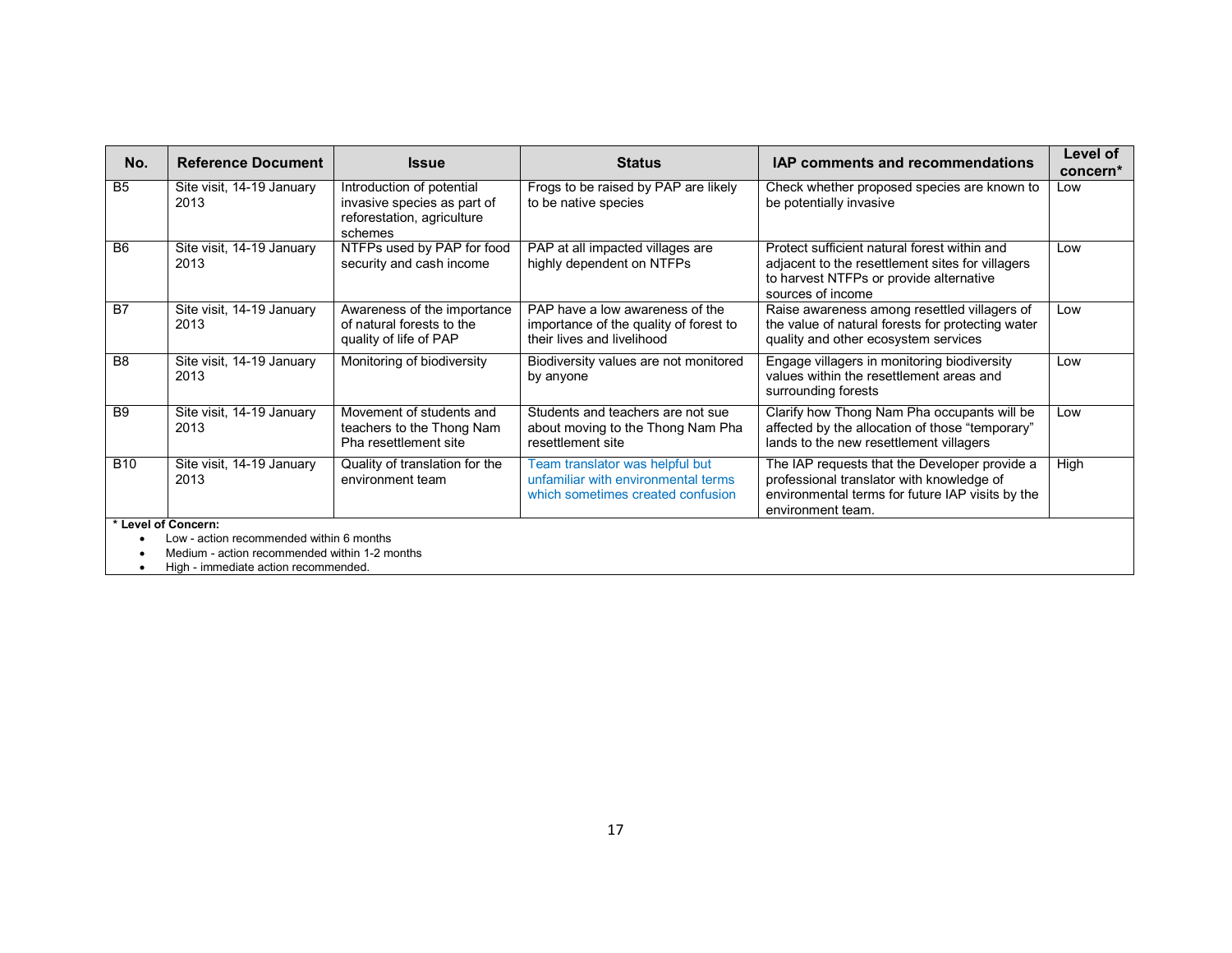| No. | Reference Document | Issue | Status | IAP comments and recommendations | Level of concern* |
| --- | --- | --- | --- | --- | --- |
| B5 | Site visit, 14-19 January 2013 | Introduction of potential invasive species as part of reforestation, agriculture schemes | Frogs to be raised by PAP are likely to be native species | Check whether proposed species are known to be potentially invasive | Low |
| B6 | Site visit, 14-19 January 2013 | NTFPs used by PAP for food security and cash income | PAP at all impacted villages are highly dependent on NTFPs | Protect sufficient natural forest within and adjacent to the resettlement sites for villagers to harvest NTFPs or provide alternative sources of income | Low |
| B7 | Site visit, 14-19 January 2013 | Awareness of the importance of natural forests to the quality of life of PAP | PAP have a low awareness of the importance of the quality of forest to their lives and livelihood | Raise awareness among resettled villagers of the value of natural forests for protecting water quality and other ecosystem services | Low |
| B8 | Site visit, 14-19 January 2013 | Monitoring of biodiversity | Biodiversity values are not monitored by anyone | Engage villagers in monitoring biodiversity values within the resettlement areas and surrounding forests | Low |
| B9 | Site visit, 14-19 January 2013 | Movement of students and teachers to the Thong Nam Pha resettlement site | Students and teachers are not sue about moving to the Thong Nam Pha resettlement site | Clarify how Thong Nam Pha occupants will be affected by the allocation of those "temporary" lands to the new resettlement villagers | Low |
| B10 | Site visit, 14-19 January 2013 | Quality of translation for the environment team | Team translator was helpful but unfamiliar with environmental terms which sometimes created confusion | The IAP requests that the Developer provide a professional translator with knowledge of environmental terms for future IAP visits by the environment team. | High |

**\* Level of Concern:**

- Low - action recommended within 6 months
- Medium - action recommended within 1-2 months
- High - immediate action recommended.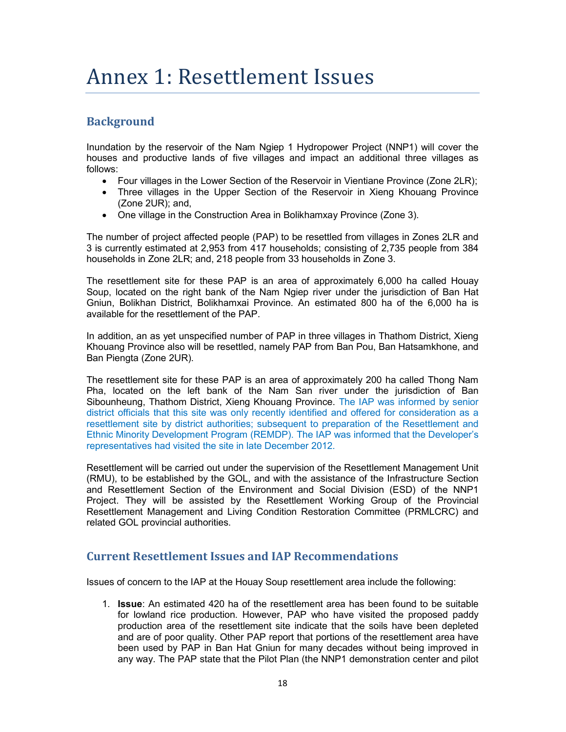# Annex 1: Resettlement Issues

## Background

Inundation by the reservoir of the Nam Ngiep 1 Hydropower Project (NNP1) will cover the houses and productive lands of five villages and impact an additional three villages as follows:

- Four villages in the Lower Section of the Reservoir in Vientiane Province (Zone 2LR);
- Three villages in the Upper Section of the Reservoir in Xieng Khouang Province (Zone 2UR); and,
- One village in the Construction Area in Bolikhamxay Province (Zone 3).

The number of project affected people (PAP) to be resettled from villages in Zones 2LR and 3 is currently estimated at 2,953 from 417 households; consisting of 2,735 people from 384 households in Zone 2LR; and, 218 people from 33 households in Zone 3.

The resettlement site for these PAP is an area of approximately 6,000 ha called Houay Soup, located on the right bank of the Nam Ngiep river under the jurisdiction of Ban Hat Gniun, Bolikhan District, Bolikhamxai Province. An estimated 800 ha of the 6,000 ha is available for the resettlement of the PAP.

In addition, an as yet unspecified number of PAP in three villages in Thathom District, Xieng Khouang Province also will be resettled, namely PAP from Ban Pou, Ban Hatsamkhone, and Ban Piengta (Zone 2UR).

The resettlement site for these PAP is an area of approximately 200 ha called Thong Nam Pha, located on the left bank of the Nam San river under the jurisdiction of Ban Sibounheung, Thathom District, Xieng Khouang Province. The IAP was informed by senior district officials that this site was only recently identified and offered for consideration as a resettlement site by district authorities; subsequent to preparation of the Resettlement and Ethnic Minority Development Program (REMDP). The IAP was informed that the Developer's representatives had visited the site in late December 2012.

Resettlement will be carried out under the supervision of the Resettlement Management Unit (RMU), to be established by the GOL, and with the assistance of the Infrastructure Section and Resettlement Section of the Environment and Social Division (ESD) of the NNP1 Project. They will be assisted by the Resettlement Working Group of the Provincial Resettlement Management and Living Condition Restoration Committee (PRMLCRC) and related GOL provincial authorities.

## Current Resettlement Issues and IAP Recommendations

Issues of concern to the IAP at the Houay Soup resettlement area include the following:

1. **Issue**: An estimated 420 ha of the resettlement area has been found to be suitable for lowland rice production. However, PAP who have visited the proposed paddy production area of the resettlement site indicate that the soils have been depleted and are of poor quality. Other PAP report that portions of the resettlement area have been used by PAP in Ban Hat Gniun for many decades without being improved in any way. The PAP state that the Pilot Plan (the NNP1 demonstration center and pilot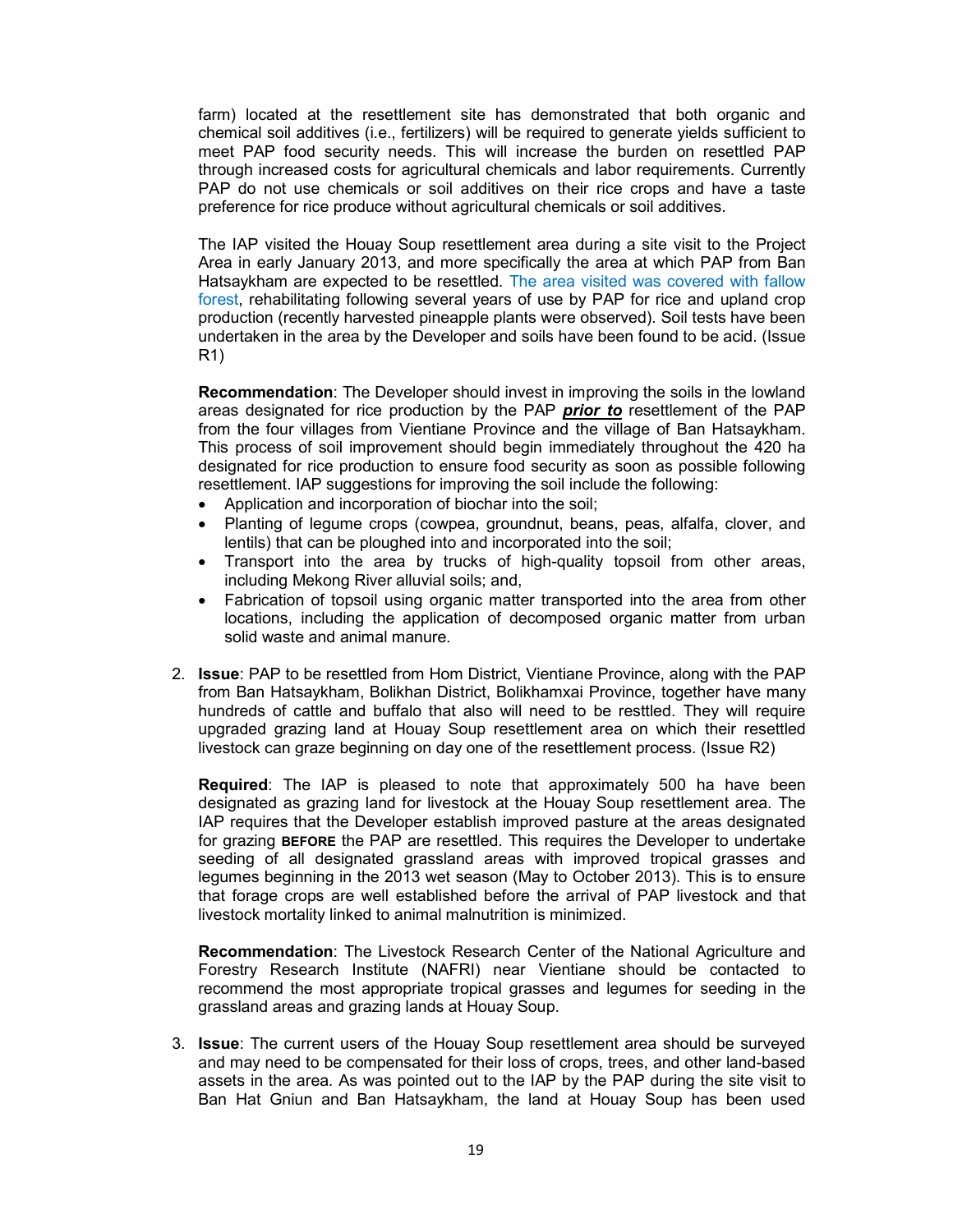farm) located at the resettlement site has demonstrated that both organic and chemical soil additives (i.e., fertilizers) will be required to generate yields sufficient to meet PAP food security needs. This will increase the burden on resettled PAP through increased costs for agricultural chemicals and labor requirements. Currently PAP do not use chemicals or soil additives on their rice crops and have a taste preference for rice produce without agricultural chemicals or soil additives.

The IAP visited the Houay Soup resettlement area during a site visit to the Project Area in early January 2013, and more specifically the area at which PAP from Ban Hatsaykham are expected to be resettled. The area visited was covered with fallow forest, rehabilitating following several years of use by PAP for rice and upland crop production (recently harvested pineapple plants were observed). Soil tests have been undertaken in the area by the Developer and soils have been found to be acid. (Issue R1)

**Recommendation**: The Developer should invest in improving the soils in the lowland areas designated for rice production by the PAP ***prior to*** resettlement of the PAP from the four villages from Vientiane Province and the village of Ban Hatsaykham. This process of soil improvement should begin immediately throughout the 420 ha designated for rice production to ensure food security as soon as possible following resettlement. IAP suggestions for improving the soil include the following:

- Application and incorporation of biochar into the soil;
- Planting of legume crops (cowpea, groundnut, beans, peas, alfalfa, clover, and lentils) that can be ploughed into and incorporated into the soil;
- Transport into the area by trucks of high-quality topsoil from other areas, including Mekong River alluvial soils; and,
- Fabrication of topsoil using organic matter transported into the area from other locations, including the application of decomposed organic matter from urban solid waste and animal manure.

2. **Issue**: PAP to be resettled from Hom District, Vientiane Province, along with the PAP from Ban Hatsaykham, Bolikhan District, Bolikhamxai Province, together have many hundreds of cattle and buffalo that also will need to be resttled. They will require upgraded grazing land at Houay Soup resettlement area on which their resettled livestock can graze beginning on day one of the resettlement process. (Issue R2)

   **Required**: The IAP is pleased to note that approximately 500 ha have been designated as grazing land for livestock at the Houay Soup resettlement area. The IAP requires that the Developer establish improved pasture at the areas designated for grazing **BEFORE** the PAP are resettled. This requires the Developer to undertake seeding of all designated grassland areas with improved tropical grasses and legumes beginning in the 2013 wet season (May to October 2013). This is to ensure that forage crops are well established before the arrival of PAP livestock and that livestock mortality linked to animal malnutrition is minimized.

   **Recommendation**: The Livestock Research Center of the National Agriculture and Forestry Research Institute (NAFRI) near Vientiane should be contacted to recommend the most appropriate tropical grasses and legumes for seeding in the grassland areas and grazing lands at Houay Soup.

3. **Issue**: The current users of the Houay Soup resettlement area should be surveyed and may need to be compensated for their loss of crops, trees, and other land-based assets in the area. As was pointed out to the IAP by the PAP during the site visit to Ban Hat Gniun and Ban Hatsaykham, the land at Houay Soup has been used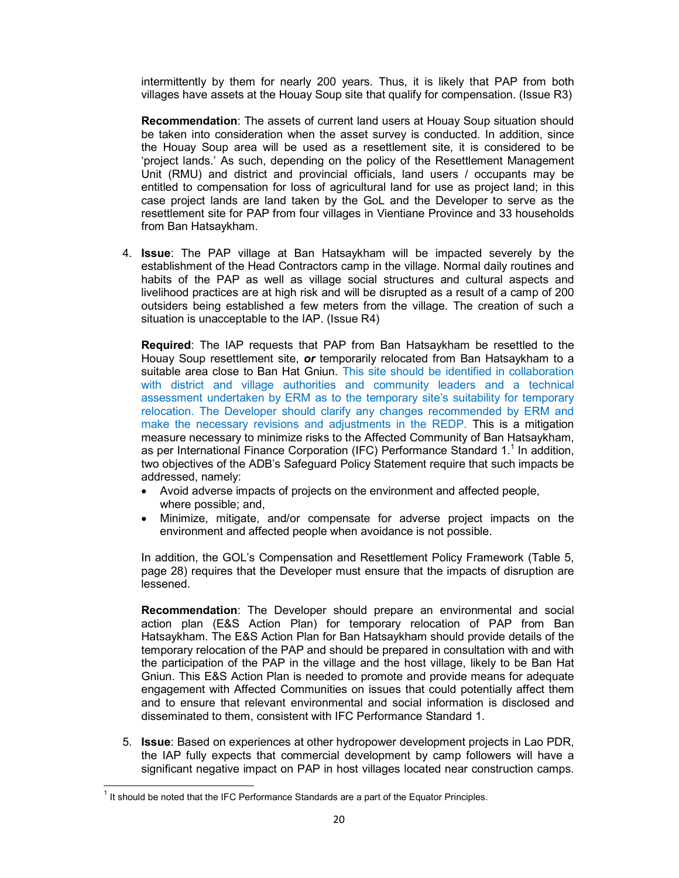intermittently by them for nearly 200 years. Thus, it is likely that PAP from both villages have assets at the Houay Soup site that qualify for compensation. (Issue R3)

**Recommendation**: The assets of current land users at Houay Soup situation should be taken into consideration when the asset survey is conducted. In addition, since the Houay Soup area will be used as a resettlement site, it is considered to be 'project lands.' As such, depending on the policy of the Resettlement Management Unit (RMU) and district and provincial officials, land users / occupants may be entitled to compensation for loss of agricultural land for use as project land; in this case project lands are land taken by the GoL and the Developer to serve as the resettlement site for PAP from four villages in Vientiane Province and 33 households from Ban Hatsaykham.

4. **Issue**: The PAP village at Ban Hatsaykham will be impacted severely by the establishment of the Head Contractors camp in the village. Normal daily routines and habits of the PAP as well as village social structures and cultural aspects and livelihood practices are at high risk and will be disrupted as a result of a camp of 200 outsiders being established a few meters from the village. The creation of such a situation is unacceptable to the IAP. (Issue R4)

   **Required**: The IAP requests that PAP from Ban Hatsaykham be resettled to the Houay Soup resettlement site, ***or*** temporarily relocated from Ban Hatsaykham to a suitable area close to Ban Hat Gniun. This site should be identified in collaboration with district and village authorities and community leaders and a technical assessment undertaken by ERM as to the temporary site's suitability for temporary relocation. The Developer should clarify any changes recommended by ERM and make the necessary revisions and adjustments in the REDP. This is a mitigation measure necessary to minimize risks to the Affected Community of Ban Hatsaykham, as per International Finance Corporation (IFC) Performance Standard 1.[1] In addition, two objectives of the ADB's Safeguard Policy Statement require that such impacts be addressed, namely:

   - Avoid adverse impacts of projects on the environment and affected people, where possible; and,
   - Minimize, mitigate, and/or compensate for adverse project impacts on the environment and affected people when avoidance is not possible.

   In addition, the GOL's Compensation and Resettlement Policy Framework (Table 5, page 28) requires that the Developer must ensure that the impacts of disruption are lessened.

   **Recommendation**: The Developer should prepare an environmental and social action plan (E&S Action Plan) for temporary relocation of PAP from Ban Hatsaykham. The E&S Action Plan for Ban Hatsaykham should provide details of the temporary relocation of the PAP and should be prepared in consultation with and with the participation of the PAP in the village and the host village, likely to be Ban Hat Gniun. This E&S Action Plan is needed to promote and provide means for adequate engagement with Affected Communities on issues that could potentially affect them and to ensure that relevant environmental and social information is disclosed and disseminated to them, consistent with IFC Performance Standard 1.

5. **Issue**: Based on experiences at other hydropower development projects in Lao PDR, the IAP fully expects that commercial development by camp followers will have a significant negative impact on PAP in host villages located near construction camps.

---

[1] It should be noted that the IFC Performance Standards are a part of the Equator Principles.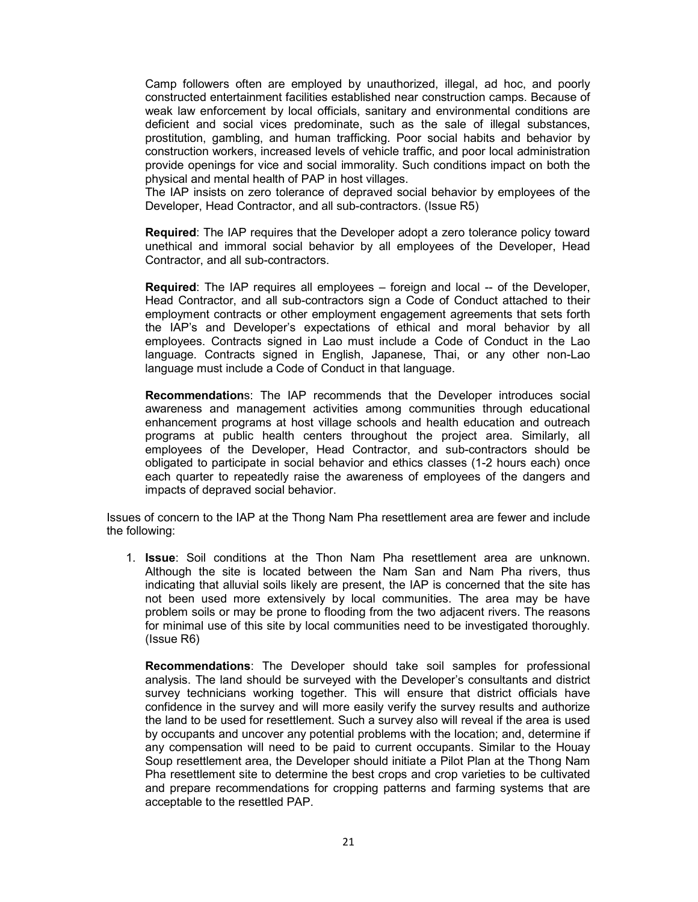Camp followers often are employed by unauthorized, illegal, ad hoc, and poorly constructed entertainment facilities established near construction camps. Because of weak law enforcement by local officials, sanitary and environmental conditions are deficient and social vices predominate, such as the sale of illegal substances, prostitution, gambling, and human trafficking. Poor social habits and behavior by construction workers, increased levels of vehicle traffic, and poor local administration provide openings for vice and social immorality. Such conditions impact on both the physical and mental health of PAP in host villages.

The IAP insists on zero tolerance of depraved social behavior by employees of the Developer, Head Contractor, and all sub-contractors. (Issue R5)

**Required**: The IAP requires that the Developer adopt a zero tolerance policy toward unethical and immoral social behavior by all employees of the Developer, Head Contractor, and all sub-contractors.

**Required**: The IAP requires all employees – foreign and local -- of the Developer, Head Contractor, and all sub-contractors sign a Code of Conduct attached to their employment contracts or other employment engagement agreements that sets forth the IAP's and Developer's expectations of ethical and moral behavior by all employees. Contracts signed in Lao must include a Code of Conduct in the Lao language. Contracts signed in English, Japanese, Thai, or any other non-Lao language must include a Code of Conduct in that language.

**Recommendation**s: The IAP recommends that the Developer introduces social awareness and management activities among communities through educational enhancement programs at host village schools and health education and outreach programs at public health centers throughout the project area. Similarly, all employees of the Developer, Head Contractor, and sub-contractors should be obligated to participate in social behavior and ethics classes (1-2 hours each) once each quarter to repeatedly raise the awareness of employees of the dangers and impacts of depraved social behavior.

Issues of concern to the IAP at the Thong Nam Pha resettlement area are fewer and include the following:

1. **Issue**: Soil conditions at the Thon Nam Pha resettlement area are unknown. Although the site is located between the Nam San and Nam Pha rivers, thus indicating that alluvial soils likely are present, the IAP is concerned that the site has not been used more extensively by local communities. The area may be have problem soils or may be prone to flooding from the two adjacent rivers. The reasons for minimal use of this site by local communities need to be investigated thoroughly. (Issue R6)

   **Recommendations**: The Developer should take soil samples for professional analysis. The land should be surveyed with the Developer's consultants and district survey technicians working together. This will ensure that district officials have confidence in the survey and will more easily verify the survey results and authorize the land to be used for resettlement. Such a survey also will reveal if the area is used by occupants and uncover any potential problems with the location; and, determine if any compensation will need to be paid to current occupants. Similar to the Houay Soup resettlement area, the Developer should initiate a Pilot Plan at the Thong Nam Pha resettlement site to determine the best crops and crop varieties to be cultivated and prepare recommendations for cropping patterns and farming systems that are acceptable to the resettled PAP.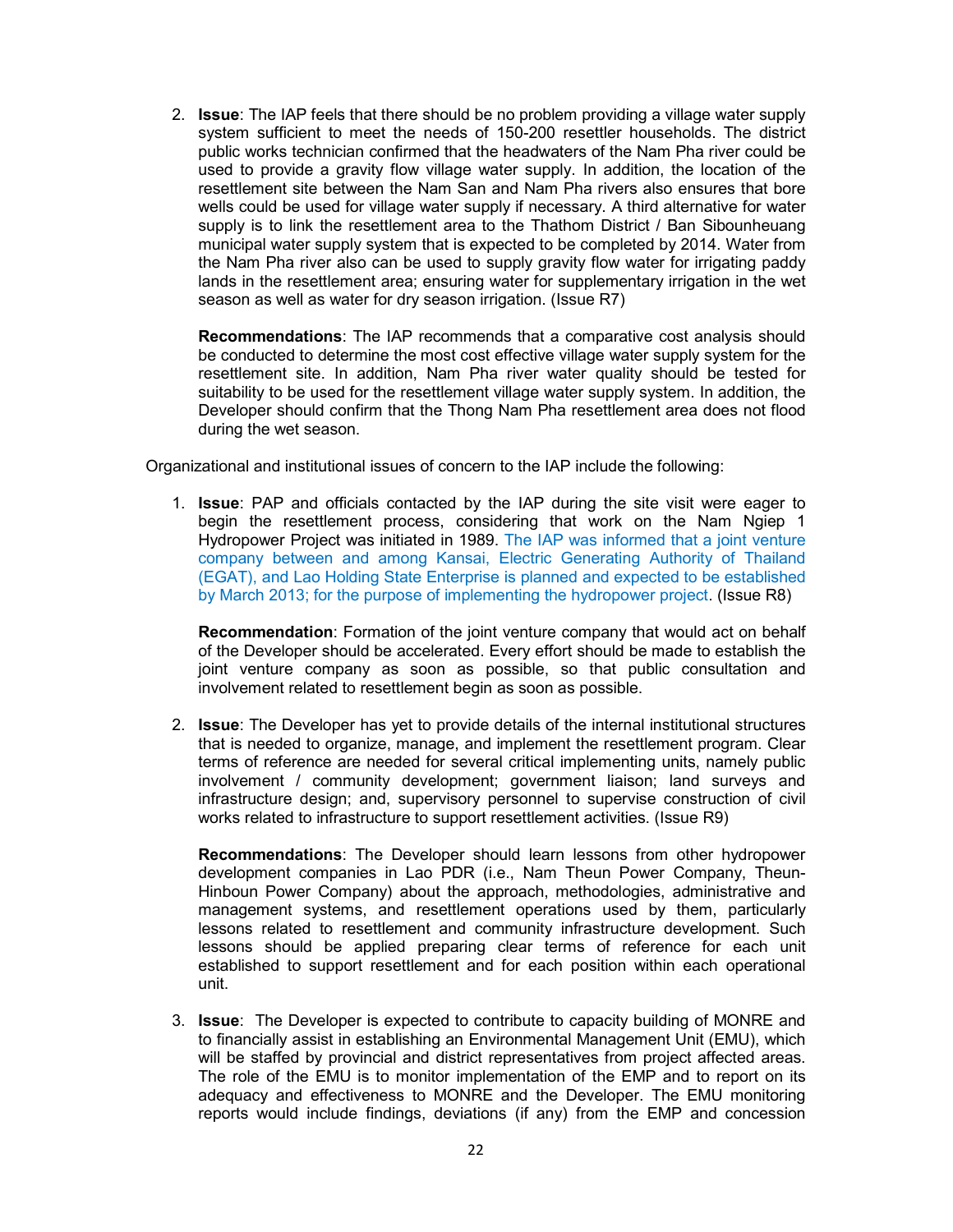2. **Issue**: The IAP feels that there should be no problem providing a village water supply system sufficient to meet the needs of 150-200 resettler households. The district public works technician confirmed that the headwaters of the Nam Pha river could be used to provide a gravity flow village water supply. In addition, the location of the resettlement site between the Nam San and Nam Pha rivers also ensures that bore wells could be used for village water supply if necessary. A third alternative for water supply is to link the resettlement area to the Thathom District / Ban Sibounheuang municipal water supply system that is expected to be completed by 2014. Water from the Nam Pha river also can be used to supply gravity flow water for irrigating paddy lands in the resettlement area; ensuring water for supplementary irrigation in the wet season as well as water for dry season irrigation. (Issue R7)

   **Recommendations**: The IAP recommends that a comparative cost analysis should be conducted to determine the most cost effective village water supply system for the resettlement site. In addition, Nam Pha river water quality should be tested for suitability to be used for the resettlement village water supply system. In addition, the Developer should confirm that the Thong Nam Pha resettlement area does not flood during the wet season.

Organizational and institutional issues of concern to the IAP include the following:

1. **Issue**: PAP and officials contacted by the IAP during the site visit were eager to begin the resettlement process, considering that work on the Nam Ngiep 1 Hydropower Project was initiated in 1989. The IAP was informed that a joint venture company between and among Kansai, Electric Generating Authority of Thailand (EGAT), and Lao Holding State Enterprise is planned and expected to be established by March 2013; for the purpose of implementing the hydropower project. (Issue R8)

   **Recommendation**: Formation of the joint venture company that would act on behalf of the Developer should be accelerated. Every effort should be made to establish the joint venture company as soon as possible, so that public consultation and involvement related to resettlement begin as soon as possible.

2. **Issue**: The Developer has yet to provide details of the internal institutional structures that is needed to organize, manage, and implement the resettlement program. Clear terms of reference are needed for several critical implementing units, namely public involvement / community development; government liaison; land surveys and infrastructure design; and, supervisory personnel to supervise construction of civil works related to infrastructure to support resettlement activities. (Issue R9)

   **Recommendations**: The Developer should learn lessons from other hydropower development companies in Lao PDR (i.e., Nam Theun Power Company, Theun-Hinboun Power Company) about the approach, methodologies, administrative and management systems, and resettlement operations used by them, particularly lessons related to resettlement and community infrastructure development. Such lessons should be applied preparing clear terms of reference for each unit established to support resettlement and for each position within each operational unit.

3. **Issue**: The Developer is expected to contribute to capacity building of MONRE and to financially assist in establishing an Environmental Management Unit (EMU), which will be staffed by provincial and district representatives from project affected areas. The role of the EMU is to monitor implementation of the EMP and to report on its adequacy and effectiveness to MONRE and the Developer. The EMU monitoring reports would include findings, deviations (if any) from the EMP and concession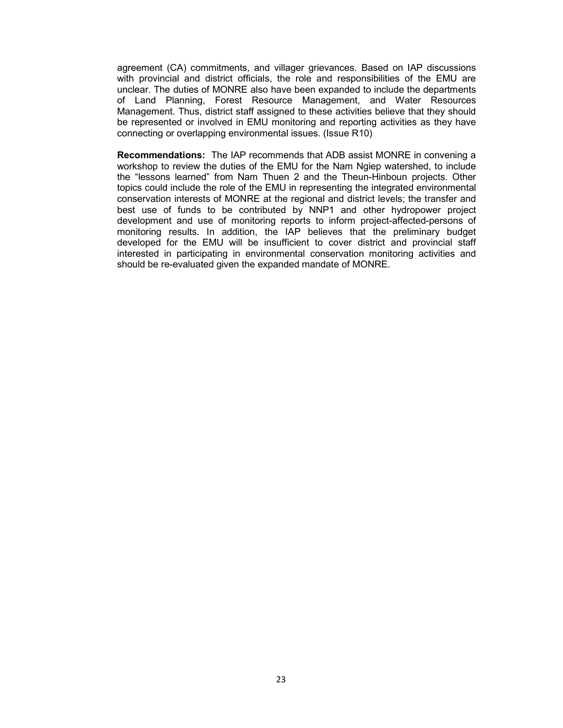agreement (CA) commitments, and villager grievances. Based on IAP discussions with provincial and district officials, the role and responsibilities of the EMU are unclear. The duties of MONRE also have been expanded to include the departments of Land Planning, Forest Resource Management, and Water Resources Management. Thus, district staff assigned to these activities believe that they should be represented or involved in EMU monitoring and reporting activities as they have connecting or overlapping environmental issues. (Issue R10)

**Recommendations:** The IAP recommends that ADB assist MONRE in convening a workshop to review the duties of the EMU for the Nam Ngiep watershed, to include the "lessons learned" from Nam Thuen 2 and the Theun-Hinboun projects. Other topics could include the role of the EMU in representing the integrated environmental conservation interests of MONRE at the regional and district levels; the transfer and best use of funds to be contributed by NNP1 and other hydropower project development and use of monitoring reports to inform project-affected-persons of monitoring results. In addition, the IAP believes that the preliminary budget developed for the EMU will be insufficient to cover district and provincial staff interested in participating in environmental conservation monitoring activities and should be re-evaluated given the expanded mandate of MONRE.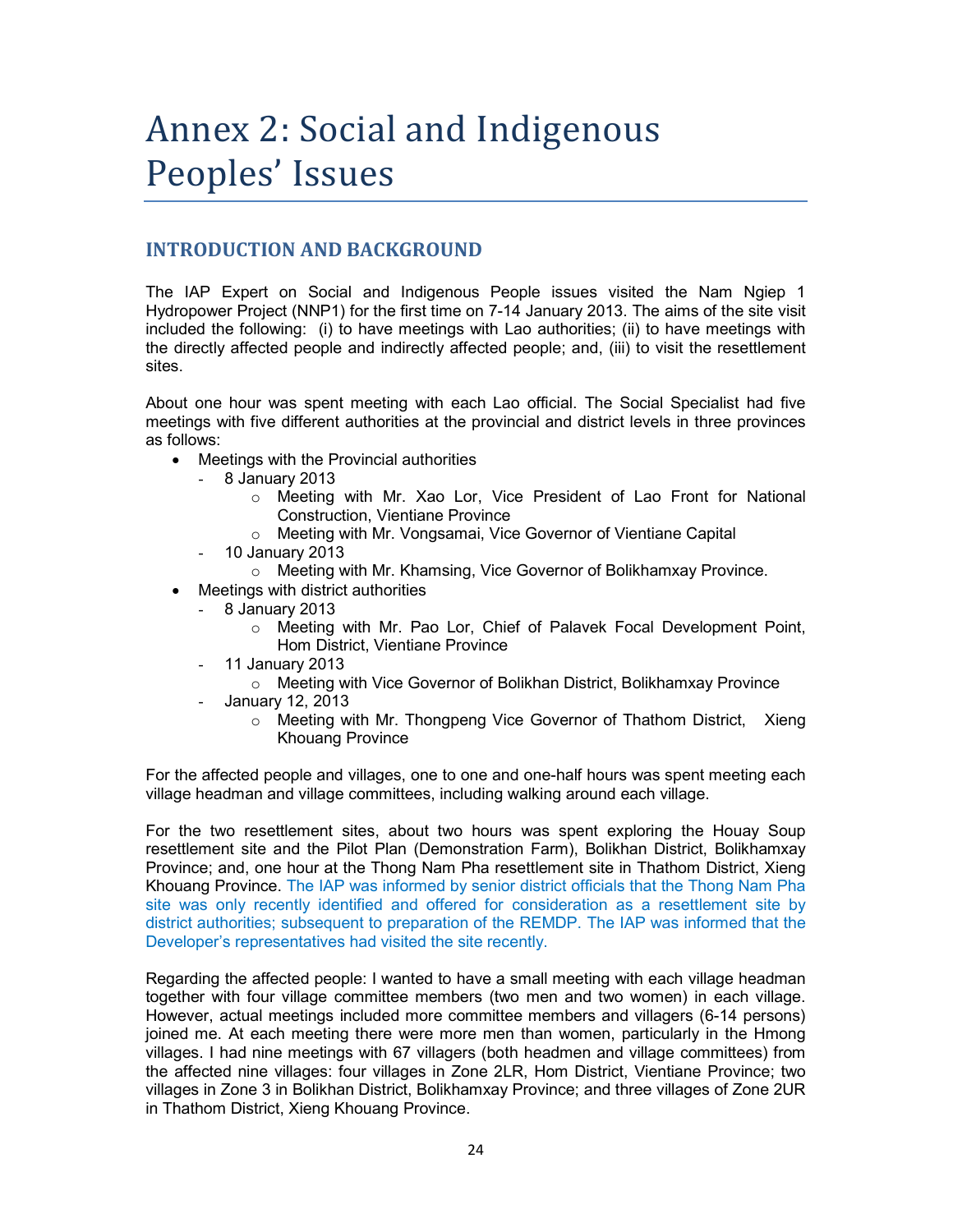# Annex 2: Social and Indigenous Peoples' Issues

## INTRODUCTION AND BACKGROUND

The IAP Expert on Social and Indigenous People issues visited the Nam Ngiep 1 Hydropower Project (NNP1) for the first time on 7-14 January 2013. The aims of the site visit included the following: (i) to have meetings with Lao authorities; (ii) to have meetings with the directly affected people and indirectly affected people; and, (iii) to visit the resettlement sites.

About one hour was spent meeting with each Lao official. The Social Specialist had five meetings with five different authorities at the provincial and district levels in three provinces as follows:

- Meetings with the Provincial authorities
  - 8 January 2013
    - Meeting with Mr. Xao Lor, Vice President of Lao Front for National Construction, Vientiane Province
    - Meeting with Mr. Vongsamai, Vice Governor of Vientiane Capital
  - 10 January 2013
    - Meeting with Mr. Khamsing, Vice Governor of Bolikhamxay Province.
- Meetings with district authorities
  - 8 January 2013
    - Meeting with Mr. Pao Lor, Chief of Palavek Focal Development Point, Hom District, Vientiane Province
  - 11 January 2013
    - Meeting with Vice Governor of Bolikhan District, Bolikhamxay Province
  - January 12, 2013
    - Meeting with Mr. Thongpeng Vice Governor of Thathom District, Xieng Khouang Province

For the affected people and villages, one to one and one-half hours was spent meeting each village headman and village committees, including walking around each village.

For the two resettlement sites, about two hours was spent exploring the Houay Soup resettlement site and the Pilot Plan (Demonstration Farm), Bolikhan District, Bolikhamxay Province; and, one hour at the Thong Nam Pha resettlement site in Thathom District, Xieng Khouang Province. The IAP was informed by senior district officials that the Thong Nam Pha site was only recently identified and offered for consideration as a resettlement site by district authorities; subsequent to preparation of the REMDP. The IAP was informed that the Developer's representatives had visited the site recently.

Regarding the affected people: I wanted to have a small meeting with each village headman together with four village committee members (two men and two women) in each village. However, actual meetings included more committee members and villagers (6-14 persons) joined me. At each meeting there were more men than women, particularly in the Hmong villages. I had nine meetings with 67 villagers (both headmen and village committees) from the affected nine villages: four villages in Zone 2LR, Hom District, Vientiane Province; two villages in Zone 3 in Bolikhan District, Bolikhamxay Province; and three villages of Zone 2UR in Thathom District, Xieng Khouang Province.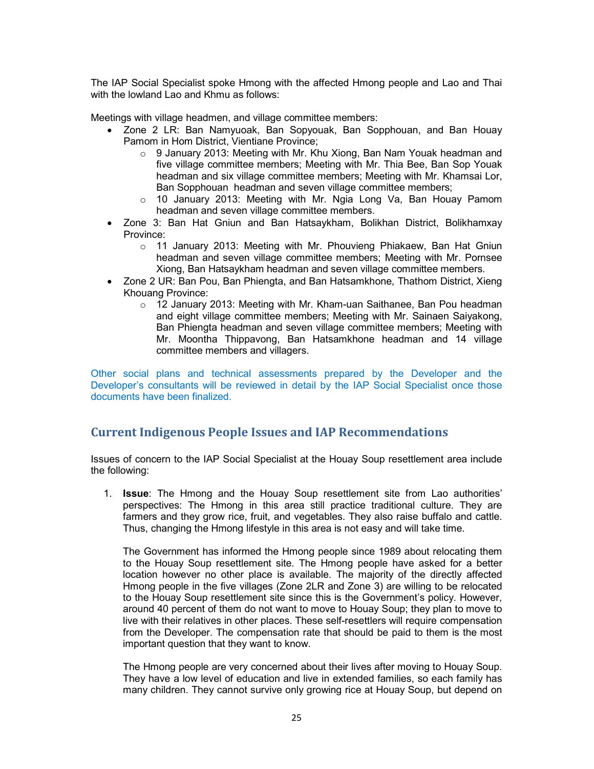The IAP Social Specialist spoke Hmong with the affected Hmong people and Lao and Thai with the lowland Lao and Khmu as follows:

Meetings with village headmen, and village committee members:

- Zone 2 LR: Ban Namyuoak, Ban Sopyouak, Ban Sopphouan, and Ban Houay Pamom in Hom District, Vientiane Province;
  - 9 January 2013: Meeting with Mr. Khu Xiong, Ban Nam Youak headman and five village committee members; Meeting with Mr. Thia Bee, Ban Sop Youak headman and six village committee members; Meeting with Mr. Khamsai Lor, Ban Sopphouan headman and seven village committee members;
  - 10 January 2013: Meeting with Mr. Ngia Long Va, Ban Houay Pamom headman and seven village committee members.
- Zone 3: Ban Hat Gniun and Ban Hatsaykham, Bolikhan District, Bolikhamxay Province:
  - 11 January 2013: Meeting with Mr. Phouvieng Phiakaew, Ban Hat Gniun headman and seven village committee members; Meeting with Mr. Pornsee Xiong, Ban Hatsaykham headman and seven village committee members.
- Zone 2 UR: Ban Pou, Ban Phiengta, and Ban Hatsamkhone, Thathom District, Xieng Khouang Province:
  - 12 January 2013: Meeting with Mr. Kham-uan Saithanee, Ban Pou headman and eight village committee members; Meeting with Mr. Sainaen Saiyakong, Ban Phiengta headman and seven village committee members; Meeting with Mr. Moontha Thippavong, Ban Hatsamkhone headman and 14 village committee members and villagers.

Other social plans and technical assessments prepared by the Developer and the Developer's consultants will be reviewed in detail by the IAP Social Specialist once those documents have been finalized.

## Current Indigenous People Issues and IAP Recommendations

Issues of concern to the IAP Social Specialist at the Houay Soup resettlement area include the following:

1. **Issue**: The Hmong and the Houay Soup resettlement site from Lao authorities' perspectives: The Hmong in this area still practice traditional culture. They are farmers and they grow rice, fruit, and vegetables. They also raise buffalo and cattle. Thus, changing the Hmong lifestyle in this area is not easy and will take time.

   The Government has informed the Hmong people since 1989 about relocating them to the Houay Soup resettlement site. The Hmong people have asked for a better location however no other place is available. The majority of the directly affected Hmong people in the five villages (Zone 2LR and Zone 3) are willing to be relocated to the Houay Soup resettlement site since this is the Government's policy. However, around 40 percent of them do not want to move to Houay Soup; they plan to move to live with their relatives in other places. These self-resettlers will require compensation from the Developer. The compensation rate that should be paid to them is the most important question that they want to know.

   The Hmong people are very concerned about their lives after moving to Houay Soup. They have a low level of education and live in extended families, so each family has many children. They cannot survive only growing rice at Houay Soup, but depend on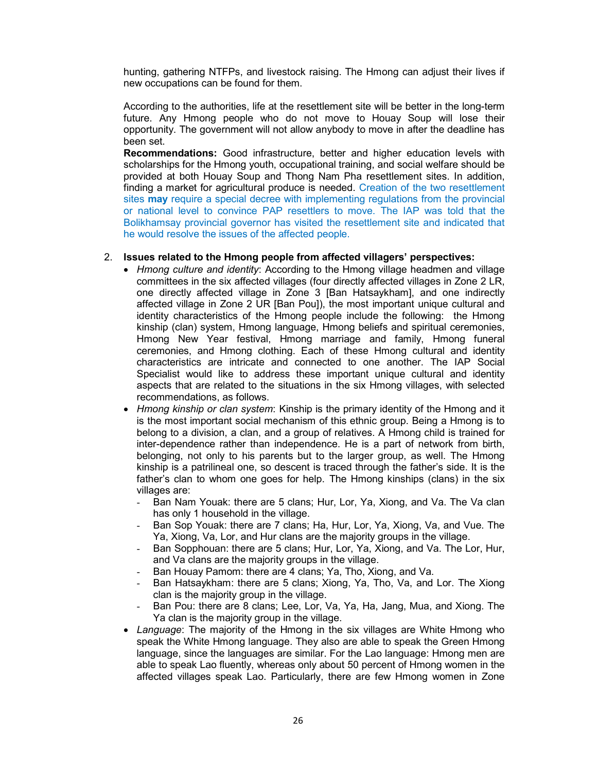hunting, gathering NTFPs, and livestock raising. The Hmong can adjust their lives if new occupations can be found for them.

According to the authorities, life at the resettlement site will be better in the long-term future. Any Hmong people who do not move to Houay Soup will lose their opportunity. The government will not allow anybody to move in after the deadline has been set.

**Recommendations:** Good infrastructure, better and higher education levels with scholarships for the Hmong youth, occupational training, and social welfare should be provided at both Houay Soup and Thong Nam Pha resettlement sites. In addition, finding a market for agricultural produce is needed. Creation of the two resettlement sites **may** require a special decree with implementing regulations from the provincial or national level to convince PAP resettlers to move. The IAP was told that the Bolikhamsay provincial governor has visited the resettlement site and indicated that he would resolve the issues of the affected people.

2. **Issues related to the Hmong people from affected villagers' perspectives:**
   - *Hmong culture and identity*: According to the Hmong village headmen and village committees in the six affected villages (four directly affected villages in Zone 2 LR, one directly affected village in Zone 3 [Ban Hatsaykham], and one indirectly affected village in Zone 2 UR [Ban Pou]), the most important unique cultural and identity characteristics of the Hmong people include the following: the Hmong kinship (clan) system, Hmong language, Hmong beliefs and spiritual ceremonies, Hmong New Year festival, Hmong marriage and family, Hmong funeral ceremonies, and Hmong clothing. Each of these Hmong cultural and identity characteristics are intricate and connected to one another. The IAP Social Specialist would like to address these important unique cultural and identity aspects that are related to the situations in the six Hmong villages, with selected recommendations, as follows.
   - *Hmong kinship or clan system*: Kinship is the primary identity of the Hmong and it is the most important social mechanism of this ethnic group. Being a Hmong is to belong to a division, a clan, and a group of relatives. A Hmong child is trained for inter-dependence rather than independence. He is a part of network from birth, belonging, not only to his parents but to the larger group, as well. The Hmong kinship is a patrilineal one, so descent is traced through the father's side. It is the father's clan to whom one goes for help. The Hmong kinships (clans) in the six villages are:
     - Ban Nam Youak: there are 5 clans; Hur, Lor, Ya, Xiong, and Va. The Va clan has only 1 household in the village.
     - Ban Sop Youak: there are 7 clans; Ha, Hur, Lor, Ya, Xiong, Va, and Vue. The Ya, Xiong, Va, Lor, and Hur clans are the majority groups in the village.
     - Ban Sopphouan: there are 5 clans; Hur, Lor, Ya, Xiong, and Va. The Lor, Hur, and Va clans are the majority groups in the village.
     - Ban Houay Pamom: there are 4 clans; Ya, Tho, Xiong, and Va.
     - Ban Hatsaykham: there are 5 clans; Xiong, Ya, Tho, Va, and Lor. The Xiong clan is the majority group in the village.
     - Ban Pou: there are 8 clans; Lee, Lor, Va, Ya, Ha, Jang, Mua, and Xiong. The Ya clan is the majority group in the village.
   - *Language*: The majority of the Hmong in the six villages are White Hmong who speak the White Hmong language. They also are able to speak the Green Hmong language, since the languages are similar. For the Lao language: Hmong men are able to speak Lao fluently, whereas only about 50 percent of Hmong women in the affected villages speak Lao. Particularly, there are few Hmong women in Zone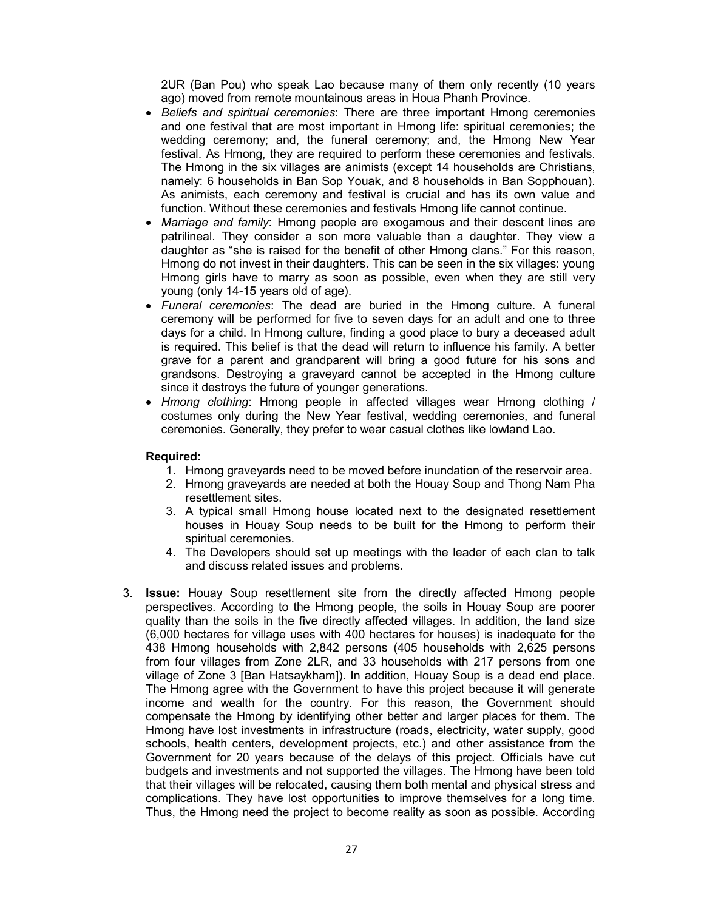2UR (Ban Pou) who speak Lao because many of them only recently (10 years ago) moved from remote mountainous areas in Houa Phanh Province.

- *Beliefs and spiritual ceremonies*: There are three important Hmong ceremonies and one festival that are most important in Hmong life: spiritual ceremonies; the wedding ceremony; and, the funeral ceremony; and, the Hmong New Year festival. As Hmong, they are required to perform these ceremonies and festivals. The Hmong in the six villages are animists (except 14 households are Christians, namely: 6 households in Ban Sop Youak, and 8 households in Ban Sopphouan). As animists, each ceremony and festival is crucial and has its own value and function. Without these ceremonies and festivals Hmong life cannot continue.
- *Marriage and family*: Hmong people are exogamous and their descent lines are patrilineal. They consider a son more valuable than a daughter. They view a daughter as "she is raised for the benefit of other Hmong clans." For this reason, Hmong do not invest in their daughters. This can be seen in the six villages: young Hmong girls have to marry as soon as possible, even when they are still very young (only 14-15 years old of age).
- *Funeral ceremonies*: The dead are buried in the Hmong culture. A funeral ceremony will be performed for five to seven days for an adult and one to three days for a child. In Hmong culture, finding a good place to bury a deceased adult is required. This belief is that the dead will return to influence his family. A better grave for a parent and grandparent will bring a good future for his sons and grandsons. Destroying a graveyard cannot be accepted in the Hmong culture since it destroys the future of younger generations.
- *Hmong clothing*: Hmong people in affected villages wear Hmong clothing / costumes only during the New Year festival, wedding ceremonies, and funeral ceremonies. Generally, they prefer to wear casual clothes like lowland Lao.

**Required:**

1. Hmong graveyards need to be moved before inundation of the reservoir area.
2. Hmong graveyards are needed at both the Houay Soup and Thong Nam Pha resettlement sites.
3. A typical small Hmong house located next to the designated resettlement houses in Houay Soup needs to be built for the Hmong to perform their spiritual ceremonies.
4. The Developers should set up meetings with the leader of each clan to talk and discuss related issues and problems.

3. **Issue:** Houay Soup resettlement site from the directly affected Hmong people perspectives. According to the Hmong people, the soils in Houay Soup are poorer quality than the soils in the five directly affected villages. In addition, the land size (6,000 hectares for village uses with 400 hectares for houses) is inadequate for the 438 Hmong households with 2,842 persons (405 households with 2,625 persons from four villages from Zone 2LR, and 33 households with 217 persons from one village of Zone 3 [Ban Hatsaykham]). In addition, Houay Soup is a dead end place. The Hmong agree with the Government to have this project because it will generate income and wealth for the country. For this reason, the Government should compensate the Hmong by identifying other better and larger places for them. The Hmong have lost investments in infrastructure (roads, electricity, water supply, good schools, health centers, development projects, etc.) and other assistance from the Government for 20 years because of the delays of this project. Officials have cut budgets and investments and not supported the villages. The Hmong have been told that their villages will be relocated, causing them both mental and physical stress and complications. They have lost opportunities to improve themselves for a long time. Thus, the Hmong need the project to become reality as soon as possible. According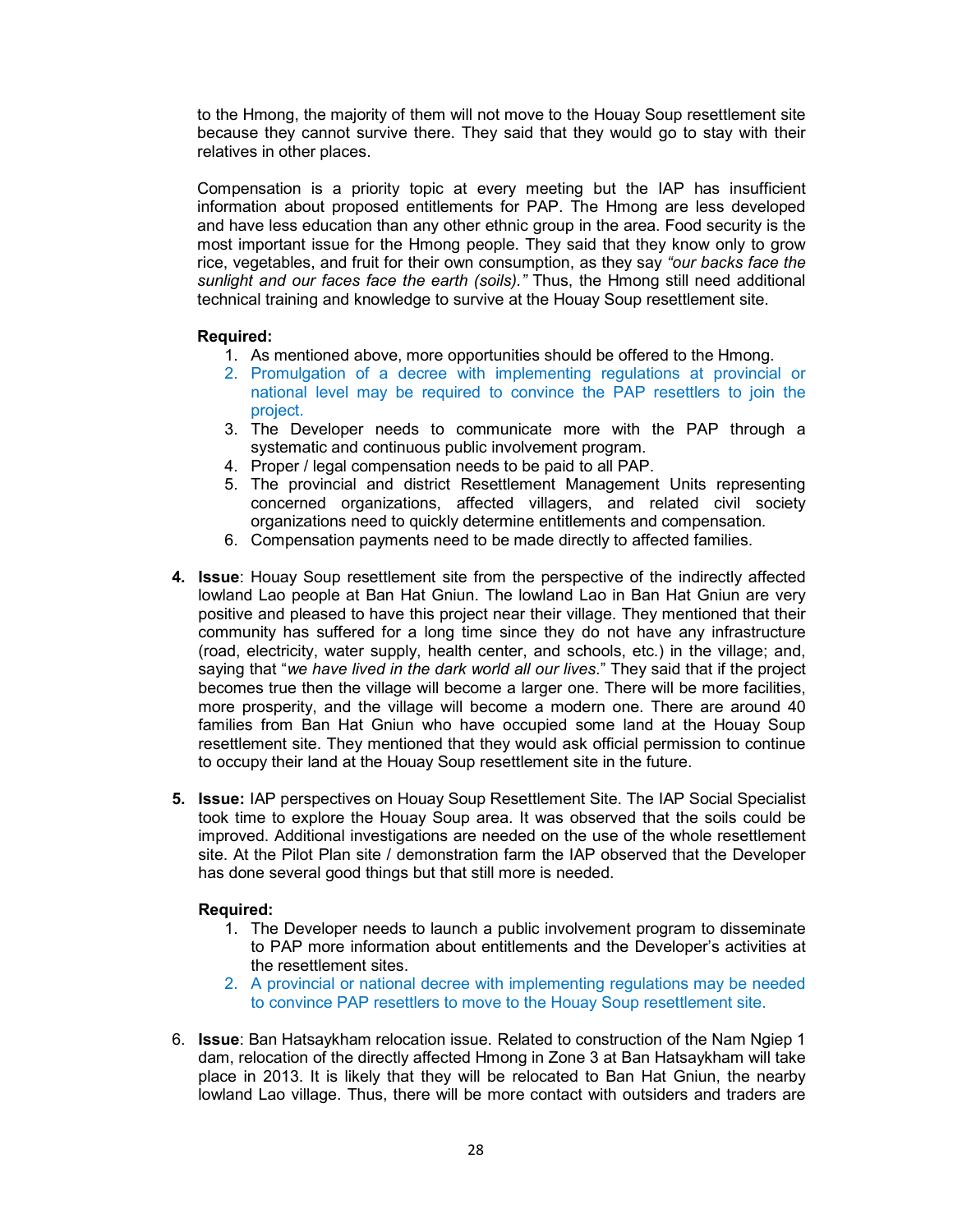to the Hmong, the majority of them will not move to the Houay Soup resettlement site because they cannot survive there. They said that they would go to stay with their relatives in other places.

Compensation is a priority topic at every meeting but the IAP has insufficient information about proposed entitlements for PAP. The Hmong are less developed and have less education than any other ethnic group in the area. Food security is the most important issue for the Hmong people. They said that they know only to grow rice, vegetables, and fruit for their own consumption, as they say *"our backs face the sunlight and our faces face the earth (soils)."* Thus, the Hmong still need additional technical training and knowledge to survive at the Houay Soup resettlement site.

**Required:**

1. As mentioned above, more opportunities should be offered to the Hmong.
2. Promulgation of a decree with implementing regulations at provincial or national level may be required to convince the PAP resettlers to join the project.
3. The Developer needs to communicate more with the PAP through a systematic and continuous public involvement program.
4. Proper / legal compensation needs to be paid to all PAP.
5. The provincial and district Resettlement Management Units representing concerned organizations, affected villagers, and related civil society organizations need to quickly determine entitlements and compensation.
6. Compensation payments need to be made directly to affected families.

4. **Issue**: Houay Soup resettlement site from the perspective of the indirectly affected lowland Lao people at Ban Hat Gniun. The lowland Lao in Ban Hat Gniun are very positive and pleased to have this project near their village. They mentioned that their community has suffered for a long time since they do not have any infrastructure (road, electricity, water supply, health center, and schools, etc.) in the village; and, saying that "*we have lived in the dark world all our lives*." They said that if the project becomes true then the village will become a larger one. There will be more facilities, more prosperity, and the village will become a modern one. There are around 40 families from Ban Hat Gniun who have occupied some land at the Houay Soup resettlement site. They mentioned that they would ask official permission to continue to occupy their land at the Houay Soup resettlement site in the future.

5. **Issue:** IAP perspectives on Houay Soup Resettlement Site. The IAP Social Specialist took time to explore the Houay Soup area. It was observed that the soils could be improved. Additional investigations are needed on the use of the whole resettlement site. At the Pilot Plan site / demonstration farm the IAP observed that the Developer has done several good things but that still more is needed.

   **Required:**

   1. The Developer needs to launch a public involvement program to disseminate to PAP more information about entitlements and the Developer's activities at the resettlement sites.
   2. A provincial or national decree with implementing regulations may be needed to convince PAP resettlers to move to the Houay Soup resettlement site.

6. **Issue**: Ban Hatsaykham relocation issue. Related to construction of the Nam Ngiep 1 dam, relocation of the directly affected Hmong in Zone 3 at Ban Hatsaykham will take place in 2013. It is likely that they will be relocated to Ban Hat Gniun, the nearby lowland Lao village. Thus, there will be more contact with outsiders and traders are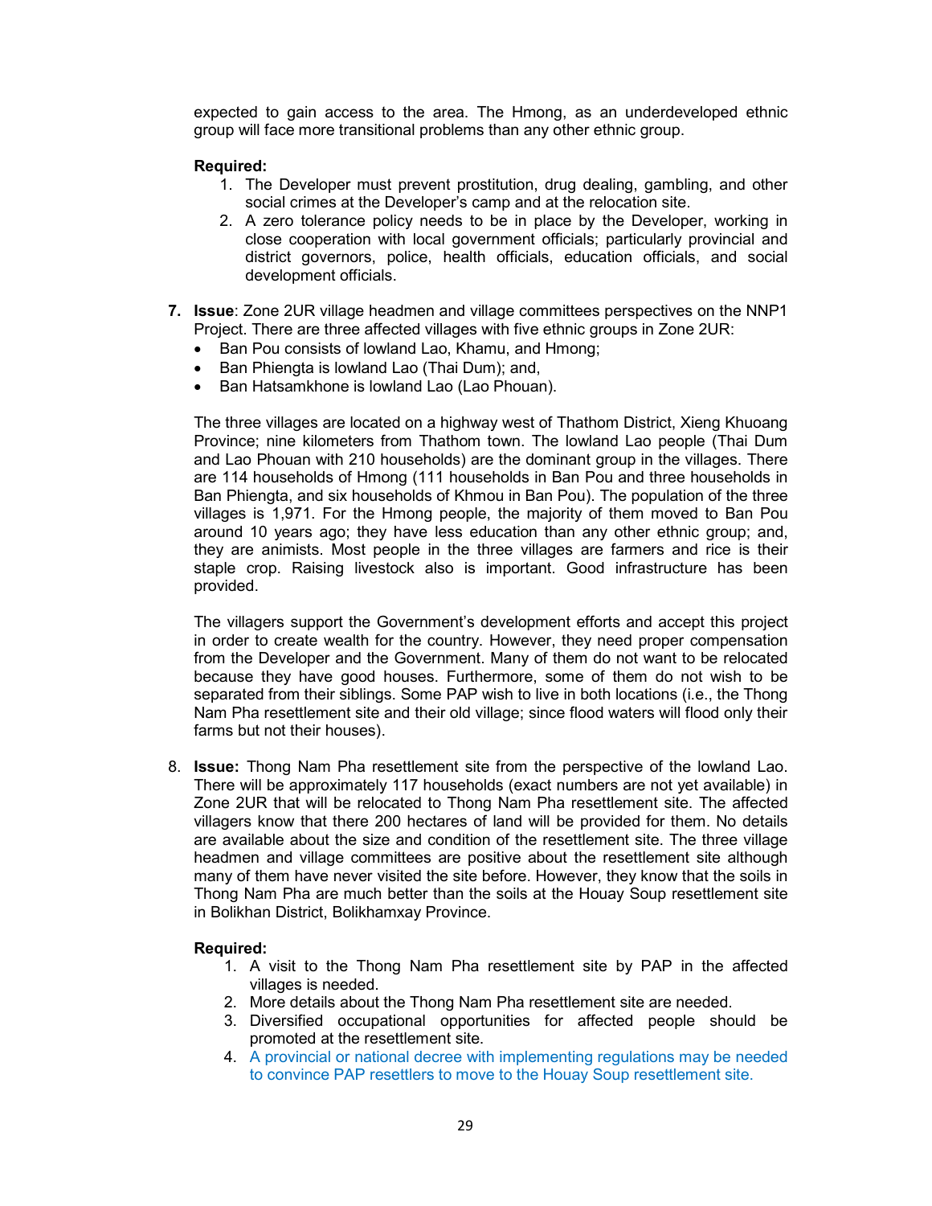expected to gain access to the area. The Hmong, as an underdeveloped ethnic group will face more transitional problems than any other ethnic group.

**Required:**

1. The Developer must prevent prostitution, drug dealing, gambling, and other social crimes at the Developer's camp and at the relocation site.
2. A zero tolerance policy needs to be in place by the Developer, working in close cooperation with local government officials; particularly provincial and district governors, police, health officials, education officials, and social development officials.

7. **Issue**: Zone 2UR village headmen and village committees perspectives on the NNP1 Project. There are three affected villages with five ethnic groups in Zone 2UR:
   - Ban Pou consists of lowland Lao, Khamu, and Hmong;
   - Ban Phiengta is lowland Lao (Thai Dum); and,
   - Ban Hatsamkhone is lowland Lao (Lao Phouan).

   The three villages are located on a highway west of Thathom District, Xieng Khuoang Province; nine kilometers from Thathom town. The lowland Lao people (Thai Dum and Lao Phouan with 210 households) are the dominant group in the villages. There are 114 households of Hmong (111 households in Ban Pou and three households in Ban Phiengta, and six households of Khmou in Ban Pou). The population of the three villages is 1,971. For the Hmong people, the majority of them moved to Ban Pou around 10 years ago; they have less education than any other ethnic group; and, they are animists. Most people in the three villages are farmers and rice is their staple crop. Raising livestock also is important. Good infrastructure has been provided.

   The villagers support the Government's development efforts and accept this project in order to create wealth for the country. However, they need proper compensation from the Developer and the Government. Many of them do not want to be relocated because they have good houses. Furthermore, some of them do not wish to be separated from their siblings. Some PAP wish to live in both locations (i.e., the Thong Nam Pha resettlement site and their old village; since flood waters will flood only their farms but not their houses).

8. **Issue:** Thong Nam Pha resettlement site from the perspective of the lowland Lao. There will be approximately 117 households (exact numbers are not yet available) in Zone 2UR that will be relocated to Thong Nam Pha resettlement site. The affected villagers know that there 200 hectares of land will be provided for them. No details are available about the size and condition of the resettlement site. The three village headmen and village committees are positive about the resettlement site although many of them have never visited the site before. However, they know that the soils in Thong Nam Pha are much better than the soils at the Houay Soup resettlement site in Bolikhan District, Bolikhamxay Province.

   **Required:**

   1. A visit to the Thong Nam Pha resettlement site by PAP in the affected villages is needed.
   2. More details about the Thong Nam Pha resettlement site are needed.
   3. Diversified occupational opportunities for affected people should be promoted at the resettlement site.
   4. A provincial or national decree with implementing regulations may be needed to convince PAP resettlers to move to the Houay Soup resettlement site.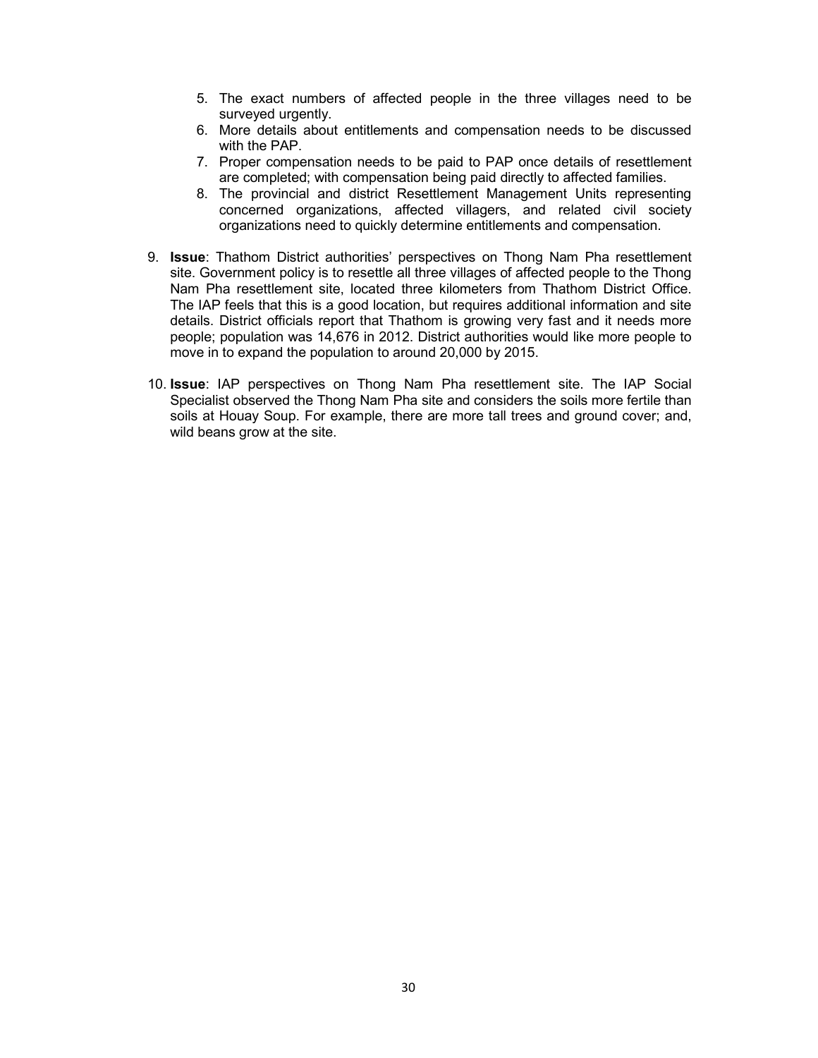5. The exact numbers of affected people in the three villages need to be surveyed urgently.
6. More details about entitlements and compensation needs to be discussed with the PAP.
7. Proper compensation needs to be paid to PAP once details of resettlement are completed; with compensation being paid directly to affected families.
8. The provincial and district Resettlement Management Units representing concerned organizations, affected villagers, and related civil society organizations need to quickly determine entitlements and compensation.

9. **Issue**: Thathom District authorities' perspectives on Thong Nam Pha resettlement site. Government policy is to resettle all three villages of affected people to the Thong Nam Pha resettlement site, located three kilometers from Thathom District Office. The IAP feels that this is a good location, but requires additional information and site details. District officials report that Thathom is growing very fast and it needs more people; population was 14,676 in 2012. District authorities would like more people to move in to expand the population to around 20,000 by 2015.

10. **Issue**: IAP perspectives on Thong Nam Pha resettlement site. The IAP Social Specialist observed the Thong Nam Pha site and considers the soils more fertile than soils at Houay Soup. For example, there are more tall trees and ground cover; and, wild beans grow at the site.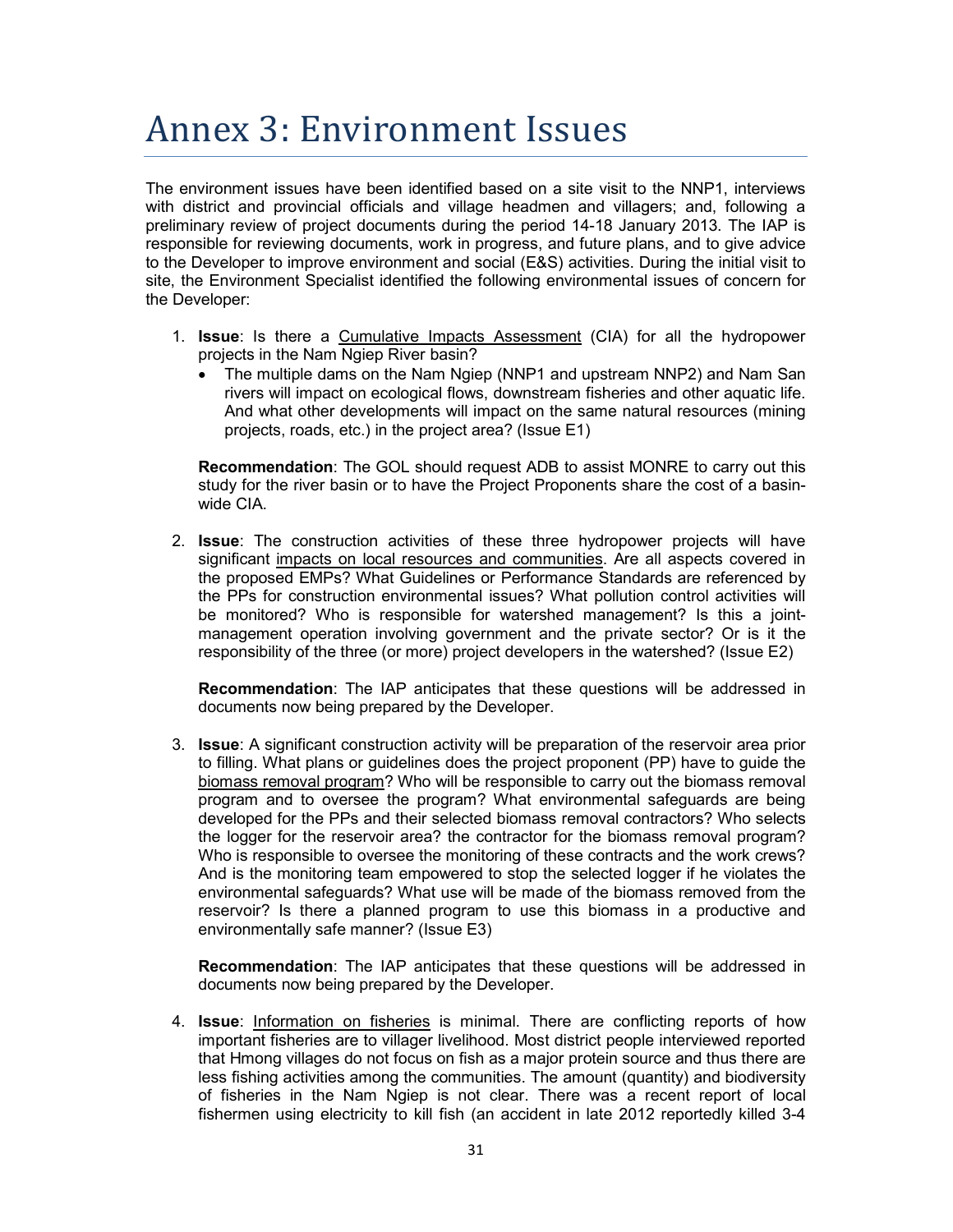# Annex 3: Environment Issues

The environment issues have been identified based on a site visit to the NNP1, interviews with district and provincial officials and village headmen and villagers; and, following a preliminary review of project documents during the period 14-18 January 2013. The IAP is responsible for reviewing documents, work in progress, and future plans, and to give advice to the Developer to improve environment and social (E&S) activities. During the initial visit to site, the Environment Specialist identified the following environmental issues of concern for the Developer:

1. **Issue**: Is there a Cumulative Impacts Assessment (CIA) for all the hydropower projects in the Nam Ngiep River basin?
   - The multiple dams on the Nam Ngiep (NNP1 and upstream NNP2) and Nam San rivers will impact on ecological flows, downstream fisheries and other aquatic life. And what other developments will impact on the same natural resources (mining projects, roads, etc.) in the project area? (Issue E1)

   **Recommendation**: The GOL should request ADB to assist MONRE to carry out this study for the river basin or to have the Project Proponents share the cost of a basin-wide CIA.

2. **Issue**: The construction activities of these three hydropower projects will have significant impacts on local resources and communities. Are all aspects covered in the proposed EMPs? What Guidelines or Performance Standards are referenced by the PPs for construction environmental issues? What pollution control activities will be monitored? Who is responsible for watershed management? Is this a joint-management operation involving government and the private sector? Or is it the responsibility of the three (or more) project developers in the watershed? (Issue E2)

   **Recommendation**: The IAP anticipates that these questions will be addressed in documents now being prepared by the Developer.

3. **Issue**: A significant construction activity will be preparation of the reservoir area prior to filling. What plans or guidelines does the project proponent (PP) have to guide the biomass removal program? Who will be responsible to carry out the biomass removal program and to oversee the program? What environmental safeguards are being developed for the PPs and their selected biomass removal contractors? Who selects the logger for the reservoir area? the contractor for the biomass removal program? Who is responsible to oversee the monitoring of these contracts and the work crews? And is the monitoring team empowered to stop the selected logger if he violates the environmental safeguards? What use will be made of the biomass removed from the reservoir? Is there a planned program to use this biomass in a productive and environmentally safe manner? (Issue E3)

   **Recommendation**: The IAP anticipates that these questions will be addressed in documents now being prepared by the Developer.

4. **Issue**: Information on fisheries is minimal. There are conflicting reports of how important fisheries are to villager livelihood. Most district people interviewed reported that Hmong villages do not focus on fish as a major protein source and thus there are less fishing activities among the communities. The amount (quantity) and biodiversity of fisheries in the Nam Ngiep is not clear. There was a recent report of local fishermen using electricity to kill fish (an accident in late 2012 reportedly killed 3-4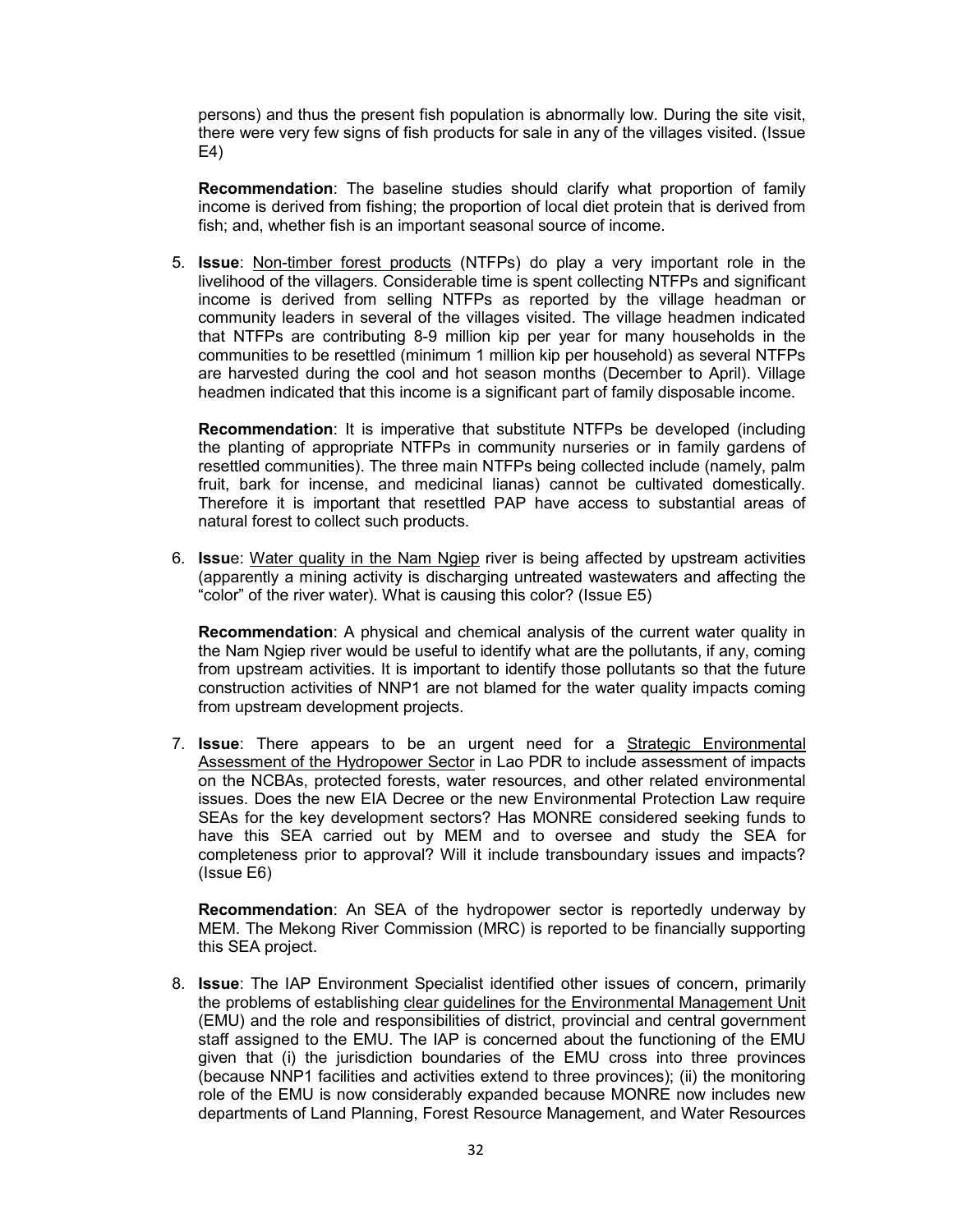persons) and thus the present fish population is abnormally low. During the site visit, there were very few signs of fish products for sale in any of the villages visited. (Issue E4)

**Recommendation**: The baseline studies should clarify what proportion of family income is derived from fishing; the proportion of local diet protein that is derived from fish; and, whether fish is an important seasonal source of income.

5. **Issue**: Non-timber forest products (NTFPs) do play a very important role in the livelihood of the villagers. Considerable time is spent collecting NTFPs and significant income is derived from selling NTFPs as reported by the village headman or community leaders in several of the villages visited. The village headmen indicated that NTFPs are contributing 8-9 million kip per year for many households in the communities to be resettled (minimum 1 million kip per household) as several NTFPs are harvested during the cool and hot season months (December to April). Village headmen indicated that this income is a significant part of family disposable income.

   **Recommendation**: It is imperative that substitute NTFPs be developed (including the planting of appropriate NTFPs in community nurseries or in family gardens of resettled communities). The three main NTFPs being collected include (namely, palm fruit, bark for incense, and medicinal lianas) cannot be cultivated domestically. Therefore it is important that resettled PAP have access to substantial areas of natural forest to collect such products.

6. **Issue**: Water quality in the Nam Ngiep river is being affected by upstream activities (apparently a mining activity is discharging untreated wastewaters and affecting the "color" of the river water). What is causing this color? (Issue E5)

   **Recommendation**: A physical and chemical analysis of the current water quality in the Nam Ngiep river would be useful to identify what are the pollutants, if any, coming from upstream activities. It is important to identify those pollutants so that the future construction activities of NNP1 are not blamed for the water quality impacts coming from upstream development projects.

7. **Issue**: There appears to be an urgent need for a Strategic Environmental Assessment of the Hydropower Sector in Lao PDR to include assessment of impacts on the NCBAs, protected forests, water resources, and other related environmental issues. Does the new EIA Decree or the new Environmental Protection Law require SEAs for the key development sectors? Has MONRE considered seeking funds to have this SEA carried out by MEM and to oversee and study the SEA for completeness prior to approval? Will it include transboundary issues and impacts? (Issue E6)

   **Recommendation**: An SEA of the hydropower sector is reportedly underway by MEM. The Mekong River Commission (MRC) is reported to be financially supporting this SEA project.

8. **Issue**: The IAP Environment Specialist identified other issues of concern, primarily the problems of establishing clear guidelines for the Environmental Management Unit (EMU) and the role and responsibilities of district, provincial and central government staff assigned to the EMU. The IAP is concerned about the functioning of the EMU given that (i) the jurisdiction boundaries of the EMU cross into three provinces (because NNP1 facilities and activities extend to three provinces); (ii) the monitoring role of the EMU is now considerably expanded because MONRE now includes new departments of Land Planning, Forest Resource Management, and Water Resources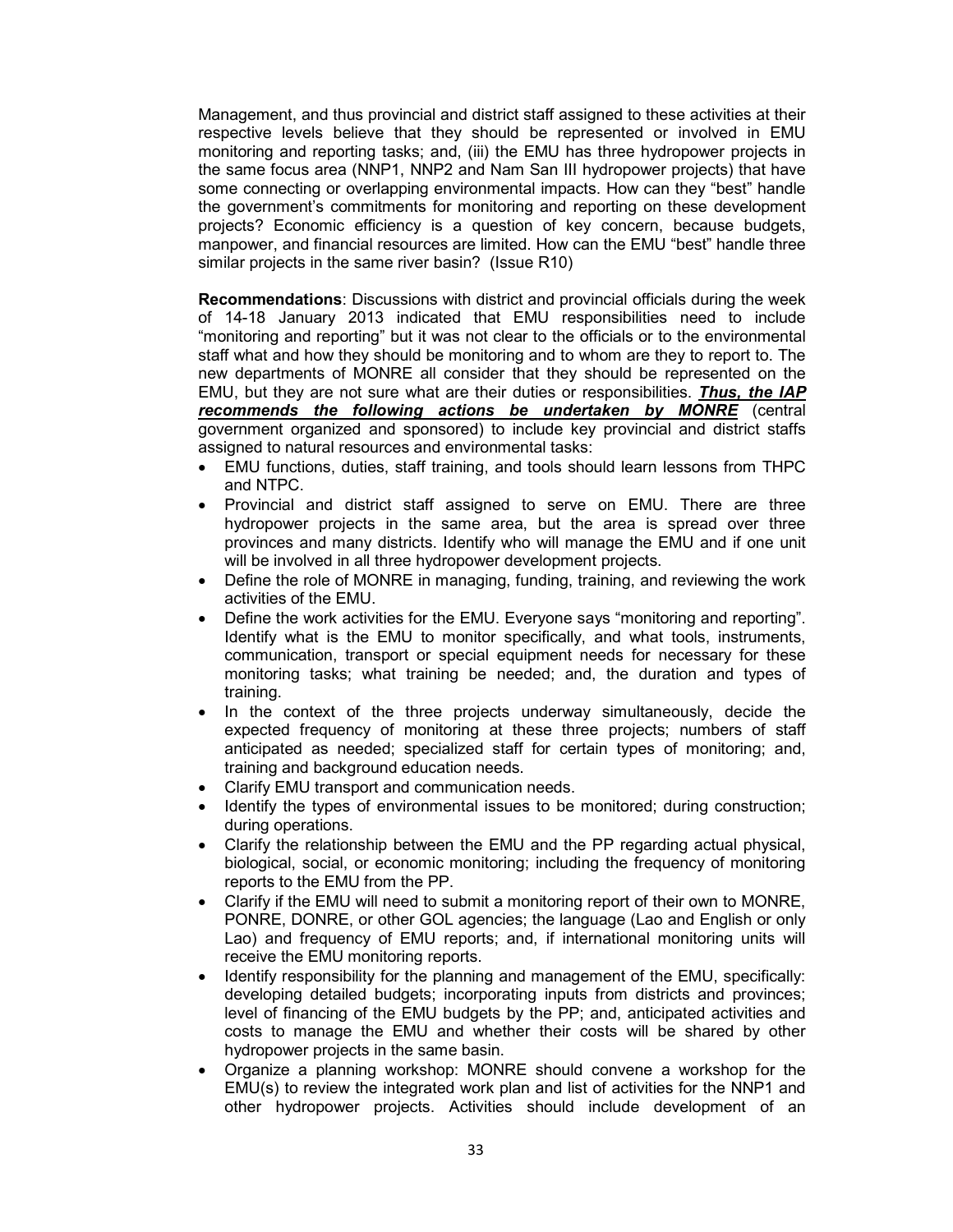Management, and thus provincial and district staff assigned to these activities at their respective levels believe that they should be represented or involved in EMU monitoring and reporting tasks; and, (iii) the EMU has three hydropower projects in the same focus area (NNP1, NNP2 and Nam San III hydropower projects) that have some connecting or overlapping environmental impacts. How can they "best" handle the government's commitments for monitoring and reporting on these development projects? Economic efficiency is a question of key concern, because budgets, manpower, and financial resources are limited. How can the EMU "best" handle three similar projects in the same river basin? (Issue R10)

**Recommendations**: Discussions with district and provincial officials during the week of 14-18 January 2013 indicated that EMU responsibilities need to include "monitoring and reporting" but it was not clear to the officials or to the environmental staff what and how they should be monitoring and to whom are they to report to. The new departments of MONRE all consider that they should be represented on the EMU, but they are not sure what are their duties or responsibilities. ***Thus, the IAP recommends the following actions be undertaken by MONRE*** (central government organized and sponsored) to include key provincial and district staffs assigned to natural resources and environmental tasks:

- EMU functions, duties, staff training, and tools should learn lessons from THPC and NTPC.
- Provincial and district staff assigned to serve on EMU. There are three hydropower projects in the same area, but the area is spread over three provinces and many districts. Identify who will manage the EMU and if one unit will be involved in all three hydropower development projects.
- Define the role of MONRE in managing, funding, training, and reviewing the work activities of the EMU.
- Define the work activities for the EMU. Everyone says "monitoring and reporting". Identify what is the EMU to monitor specifically, and what tools, instruments, communication, transport or special equipment needs for necessary for these monitoring tasks; what training be needed; and, the duration and types of training.
- In the context of the three projects underway simultaneously, decide the expected frequency of monitoring at these three projects; numbers of staff anticipated as needed; specialized staff for certain types of monitoring; and, training and background education needs.
- Clarify EMU transport and communication needs.
- Identify the types of environmental issues to be monitored; during construction; during operations.
- Clarify the relationship between the EMU and the PP regarding actual physical, biological, social, or economic monitoring; including the frequency of monitoring reports to the EMU from the PP.
- Clarify if the EMU will need to submit a monitoring report of their own to MONRE, PONRE, DONRE, or other GOL agencies; the language (Lao and English or only Lao) and frequency of EMU reports; and, if international monitoring units will receive the EMU monitoring reports.
- Identify responsibility for the planning and management of the EMU, specifically: developing detailed budgets; incorporating inputs from districts and provinces; level of financing of the EMU budgets by the PP; and, anticipated activities and costs to manage the EMU and whether their costs will be shared by other hydropower projects in the same basin.
- Organize a planning workshop: MONRE should convene a workshop for the EMU(s) to review the integrated work plan and list of activities for the NNP1 and other hydropower projects. Activities should include development of an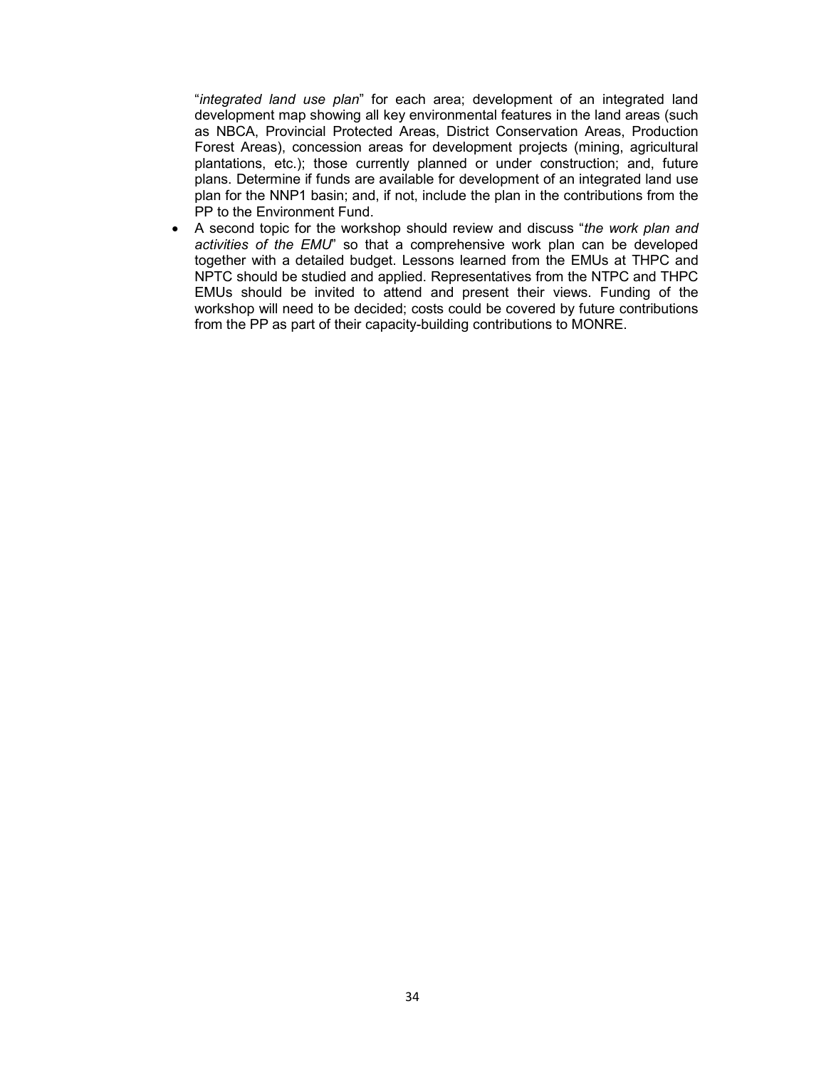"*integrated land use plan*" for each area; development of an integrated land development map showing all key environmental features in the land areas (such as NBCA, Provincial Protected Areas, District Conservation Areas, Production Forest Areas), concession areas for development projects (mining, agricultural plantations, etc.); those currently planned or under construction; and, future plans. Determine if funds are available for development of an integrated land use plan for the NNP1 basin; and, if not, include the plan in the contributions from the PP to the Environment Fund.

- A second topic for the workshop should review and discuss "*the work plan and activities of the EMU*" so that a comprehensive work plan can be developed together with a detailed budget. Lessons learned from the EMUs at THPC and NPTC should be studied and applied. Representatives from the NTPC and THPC EMUs should be invited to attend and present their views. Funding of the workshop will need to be decided; costs could be covered by future contributions from the PP as part of their capacity-building contributions to MONRE.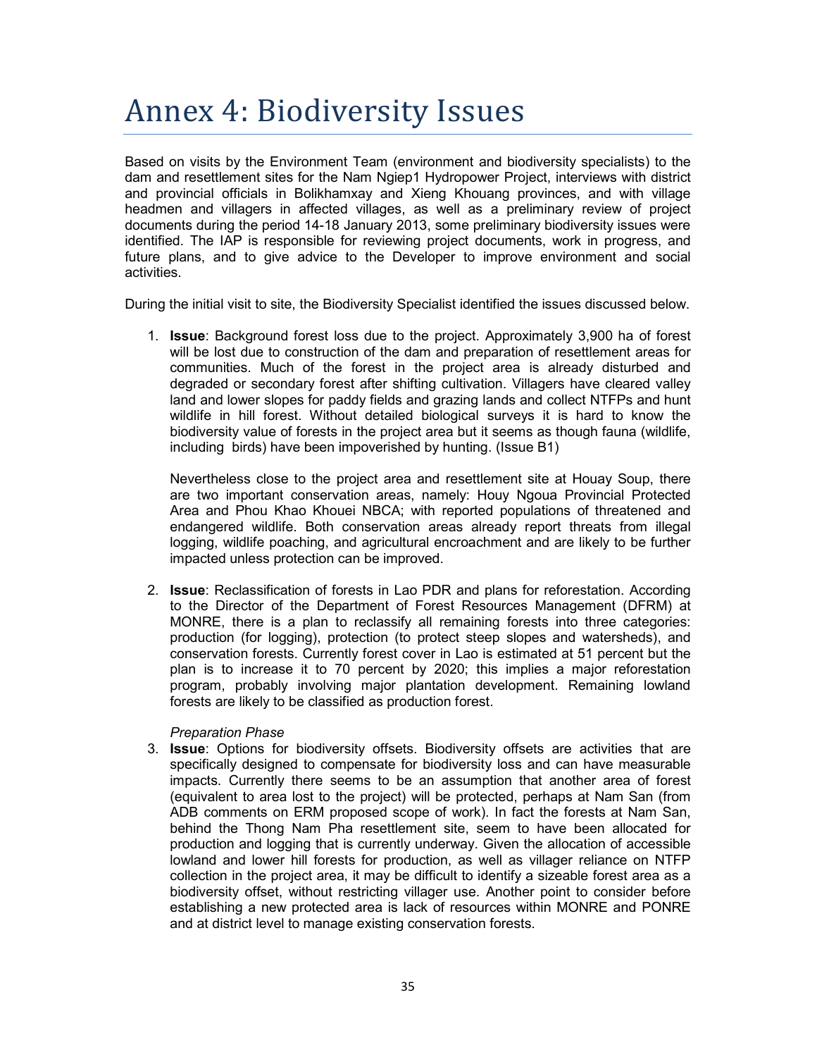# Annex 4: Biodiversity Issues

Based on visits by the Environment Team (environment and biodiversity specialists) to the dam and resettlement sites for the Nam Ngiep1 Hydropower Project, interviews with district and provincial officials in Bolikhamxay and Xieng Khouang provinces, and with village headmen and villagers in affected villages, as well as a preliminary review of project documents during the period 14-18 January 2013, some preliminary biodiversity issues were identified. The IAP is responsible for reviewing project documents, work in progress, and future plans, and to give advice to the Developer to improve environment and social activities.

During the initial visit to site, the Biodiversity Specialist identified the issues discussed below.

1. **Issue**: Background forest loss due to the project. Approximately 3,900 ha of forest will be lost due to construction of the dam and preparation of resettlement areas for communities. Much of the forest in the project area is already disturbed and degraded or secondary forest after shifting cultivation. Villagers have cleared valley land and lower slopes for paddy fields and grazing lands and collect NTFPs and hunt wildlife in hill forest. Without detailed biological surveys it is hard to know the biodiversity value of forests in the project area but it seems as though fauna (wildlife, including birds) have been impoverished by hunting. (Issue B1)

   Nevertheless close to the project area and resettlement site at Houay Soup, there are two important conservation areas, namely: Houy Ngoua Provincial Protected Area and Phou Khao Khouei NBCA; with reported populations of threatened and endangered wildlife. Both conservation areas already report threats from illegal logging, wildlife poaching, and agricultural encroachment and are likely to be further impacted unless protection can be improved.

2. **Issue**: Reclassification of forests in Lao PDR and plans for reforestation. According to the Director of the Department of Forest Resources Management (DFRM) at MONRE, there is a plan to reclassify all remaining forests into three categories: production (for logging), protection (to protect steep slopes and watersheds), and conservation forests. Currently forest cover in Lao is estimated at 51 percent but the plan is to increase it to 70 percent by 2020; this implies a major reforestation program, probably involving major plantation development. Remaining lowland forests are likely to be classified as production forest.

   *Preparation Phase*

3. **Issue**: Options for biodiversity offsets. Biodiversity offsets are activities that are specifically designed to compensate for biodiversity loss and can have measurable impacts. Currently there seems to be an assumption that another area of forest (equivalent to area lost to the project) will be protected, perhaps at Nam San (from ADB comments on ERM proposed scope of work). In fact the forests at Nam San, behind the Thong Nam Pha resettlement site, seem to have been allocated for production and logging that is currently underway. Given the allocation of accessible lowland and lower hill forests for production, as well as villager reliance on NTFP collection in the project area, it may be difficult to identify a sizeable forest area as a biodiversity offset, without restricting villager use. Another point to consider before establishing a new protected area is lack of resources within MONRE and PONRE and at district level to manage existing conservation forests.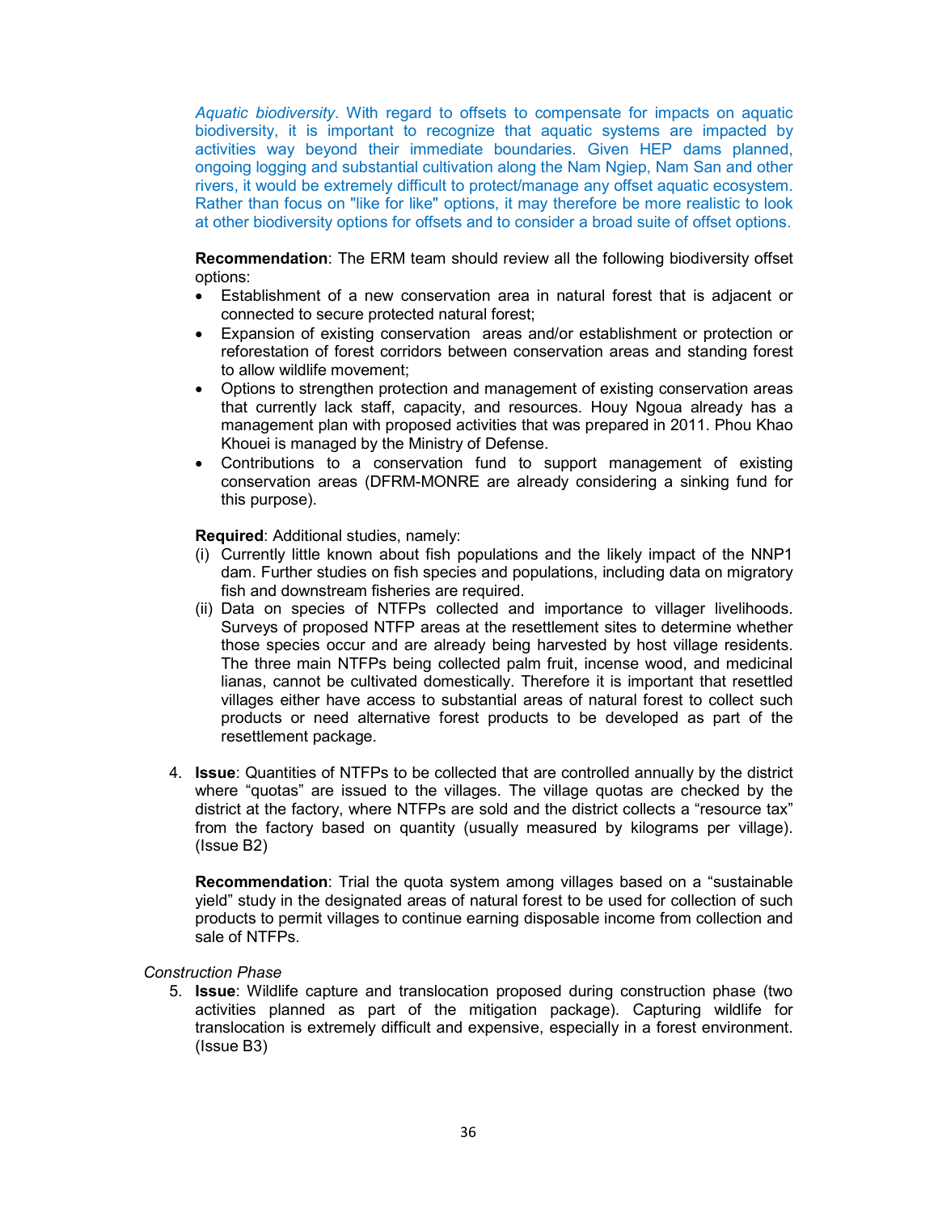*Aquatic biodiversity*. With regard to offsets to compensate for impacts on aquatic biodiversity, it is important to recognize that aquatic systems are impacted by activities way beyond their immediate boundaries. Given HEP dams planned, ongoing logging and substantial cultivation along the Nam Ngiep, Nam San and other rivers, it would be extremely difficult to protect/manage any offset aquatic ecosystem. Rather than focus on "like for like" options, it may therefore be more realistic to look at other biodiversity options for offsets and to consider a broad suite of offset options.

**Recommendation**: The ERM team should review all the following biodiversity offset options:

- Establishment of a new conservation area in natural forest that is adjacent or connected to secure protected natural forest;
- Expansion of existing conservation areas and/or establishment or protection or reforestation of forest corridors between conservation areas and standing forest to allow wildlife movement;
- Options to strengthen protection and management of existing conservation areas that currently lack staff, capacity, and resources. Houy Ngoua already has a management plan with proposed activities that was prepared in 2011. Phou Khao Khouei is managed by the Ministry of Defense.
- Contributions to a conservation fund to support management of existing conservation areas (DFRM-MONRE are already considering a sinking fund for this purpose).

**Required**: Additional studies, namely:

(i) Currently little known about fish populations and the likely impact of the NNP1 dam. Further studies on fish species and populations, including data on migratory fish and downstream fisheries are required.

(ii) Data on species of NTFPs collected and importance to villager livelihoods. Surveys of proposed NTFP areas at the resettlement sites to determine whether those species occur and are already being harvested by host village residents. The three main NTFPs being collected palm fruit, incense wood, and medicinal lianas, cannot be cultivated domestically. Therefore it is important that resettled villages either have access to substantial areas of natural forest to collect such products or need alternative forest products to be developed as part of the resettlement package.

4. **Issue**: Quantities of NTFPs to be collected that are controlled annually by the district where "quotas" are issued to the villages. The village quotas are checked by the district at the factory, where NTFPs are sold and the district collects a "resource tax" from the factory based on quantity (usually measured by kilograms per village). (Issue B2)

   **Recommendation**: Trial the quota system among villages based on a "sustainable yield" study in the designated areas of natural forest to be used for collection of such products to permit villages to continue earning disposable income from collection and sale of NTFPs.

*Construction Phase*

5. **Issue**: Wildlife capture and translocation proposed during construction phase (two activities planned as part of the mitigation package). Capturing wildlife for translocation is extremely difficult and expensive, especially in a forest environment. (Issue B3)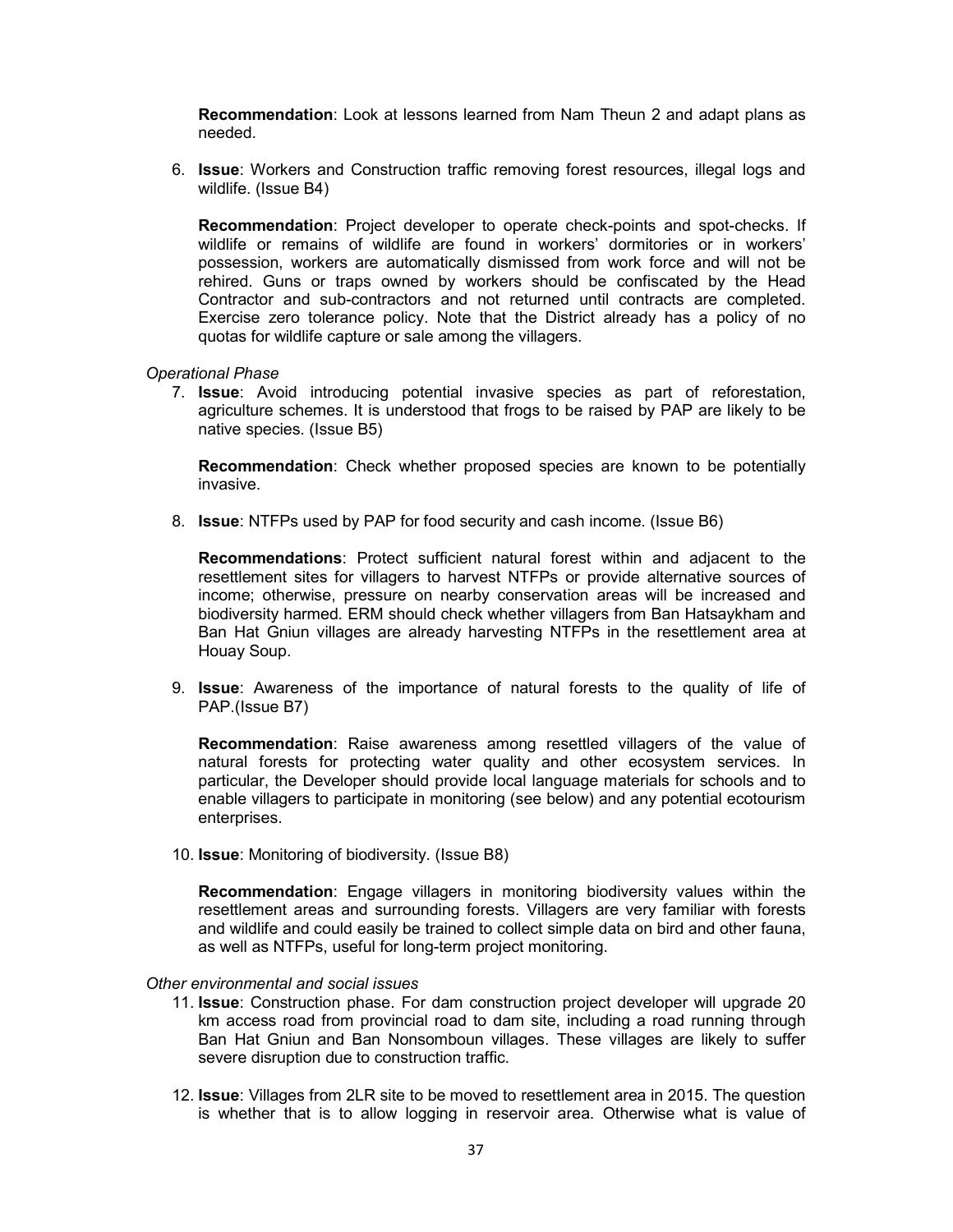**Recommendation**: Look at lessons learned from Nam Theun 2 and adapt plans as needed.

6. **Issue**: Workers and Construction traffic removing forest resources, illegal logs and wildlife. (Issue B4)

   **Recommendation**: Project developer to operate check-points and spot-checks. If wildlife or remains of wildlife are found in workers' dormitories or in workers' possession, workers are automatically dismissed from work force and will not be rehired. Guns or traps owned by workers should be confiscated by the Head Contractor and sub-contractors and not returned until contracts are completed. Exercise zero tolerance policy. Note that the District already has a policy of no quotas for wildlife capture or sale among the villagers.

*Operational Phase*

7. **Issue**: Avoid introducing potential invasive species as part of reforestation, agriculture schemes. It is understood that frogs to be raised by PAP are likely to be native species. (Issue B5)

   **Recommendation**: Check whether proposed species are known to be potentially invasive.

8. **Issue**: NTFPs used by PAP for food security and cash income. (Issue B6)

   **Recommendations**: Protect sufficient natural forest within and adjacent to the resettlement sites for villagers to harvest NTFPs or provide alternative sources of income; otherwise, pressure on nearby conservation areas will be increased and biodiversity harmed. ERM should check whether villagers from Ban Hatsaykham and Ban Hat Gniun villages are already harvesting NTFPs in the resettlement area at Houay Soup.

9. **Issue**: Awareness of the importance of natural forests to the quality of life of PAP.(Issue B7)

   **Recommendation**: Raise awareness among resettled villagers of the value of natural forests for protecting water quality and other ecosystem services. In particular, the Developer should provide local language materials for schools and to enable villagers to participate in monitoring (see below) and any potential ecotourism enterprises.

10. **Issue**: Monitoring of biodiversity. (Issue B8)

    **Recommendation**: Engage villagers in monitoring biodiversity values within the resettlement areas and surrounding forests. Villagers are very familiar with forests and wildlife and could easily be trained to collect simple data on bird and other fauna, as well as NTFPs, useful for long-term project monitoring.

*Other environmental and social issues*

11. **Issue**: Construction phase. For dam construction project developer will upgrade 20 km access road from provincial road to dam site, including a road running through Ban Hat Gniun and Ban Nonsomboun villages. These villages are likely to suffer severe disruption due to construction traffic.

12. **Issue**: Villages from 2LR site to be moved to resettlement area in 2015. The question is whether that is to allow logging in reservoir area. Otherwise what is value of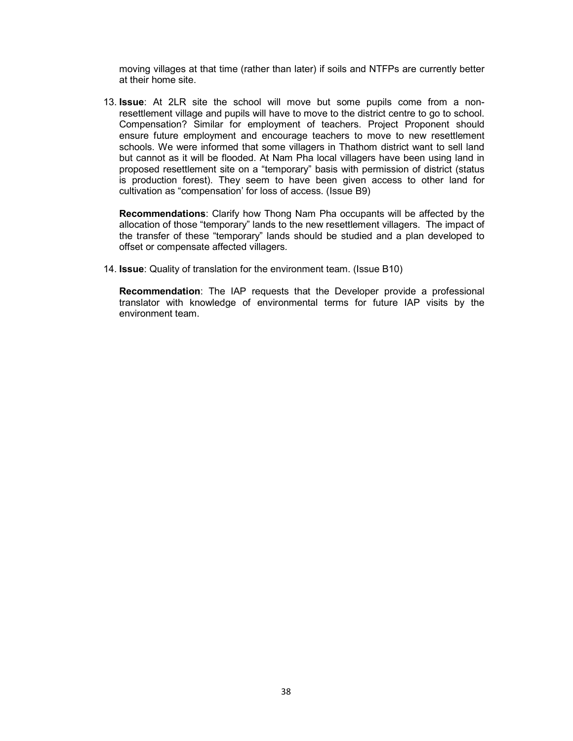moving villages at that time (rather than later) if soils and NTFPs are currently better at their home site.

13. **Issue**: At 2LR site the school will move but some pupils come from a non-resettlement village and pupils will have to move to the district centre to go to school. Compensation? Similar for employment of teachers. Project Proponent should ensure future employment and encourage teachers to move to new resettlement schools. We were informed that some villagers in Thathom district want to sell land but cannot as it will be flooded. At Nam Pha local villagers have been using land in proposed resettlement site on a "temporary" basis with permission of district (status is production forest). They seem to have been given access to other land for cultivation as "compensation' for loss of access. (Issue B9)

   **Recommendations**: Clarify how Thong Nam Pha occupants will be affected by the allocation of those "temporary" lands to the new resettlement villagers. The impact of the transfer of these "temporary" lands should be studied and a plan developed to offset or compensate affected villagers.

14. **Issue**: Quality of translation for the environment team. (Issue B10)

   **Recommendation**: The IAP requests that the Developer provide a professional translator with knowledge of environmental terms for future IAP visits by the environment team.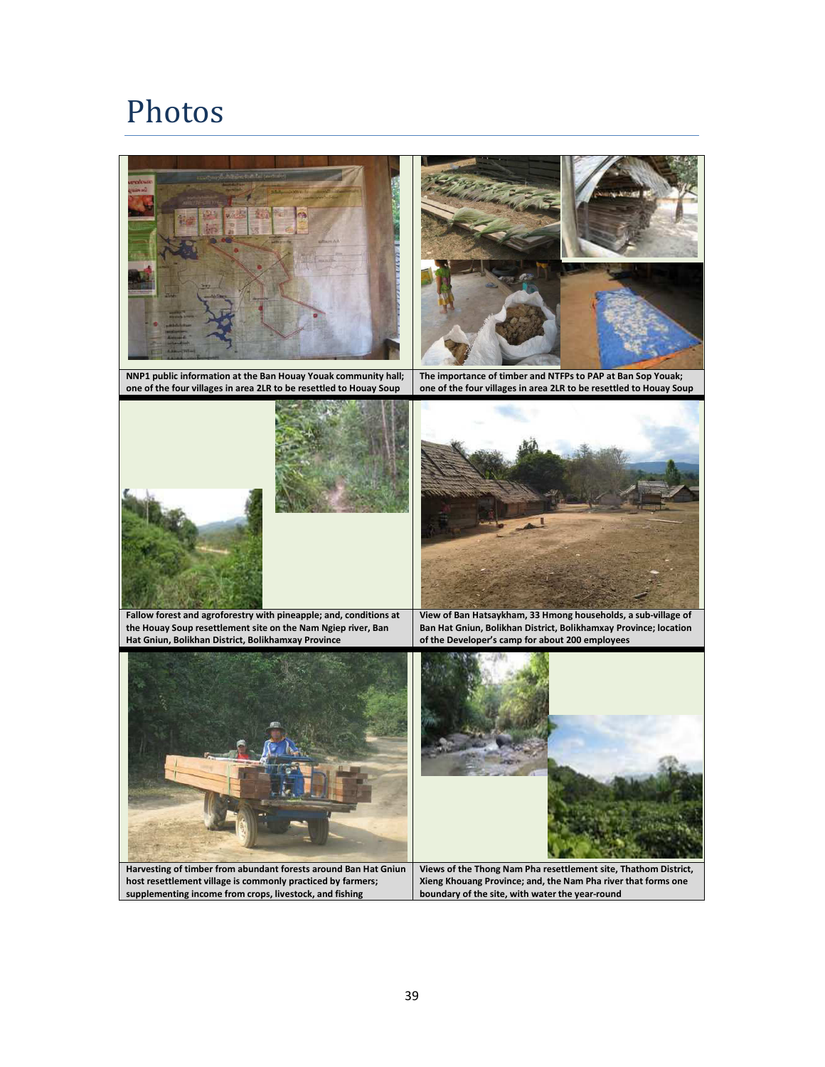# Photos

NNP1 public information at the Ban Houay Youak community hall; one of the four villages in area 2LR to be resettled to Houay Soup

The importance of timber and NTFPs to PAP at Ban Sop Youak; one of the four villages in area 2LR to be resettled to Houay Soup

Fallow forest and agroforestry with pineapple; and, conditions at the Houay Soup resettlement site on the Nam Ngiep river, Ban Hat Gniun, Bolikhan District, Bolikhamxay Province

View of Ban Hatsaykham, 33 Hmong households, a sub-village of Ban Hat Gniun, Bolikhan District, Bolikhamxay Province; location of the Developer's camp for about 200 employees

Harvesting of timber from abundant forests around Ban Hat Gniun host resettlement village is commonly practiced by farmers; supplementing income from crops, livestock, and fishing

Views of the Thong Nam Pha resettlement site, Thathom District, Xieng Khouang Province; and, the Nam Pha river that forms one boundary of the site, with water the year-round